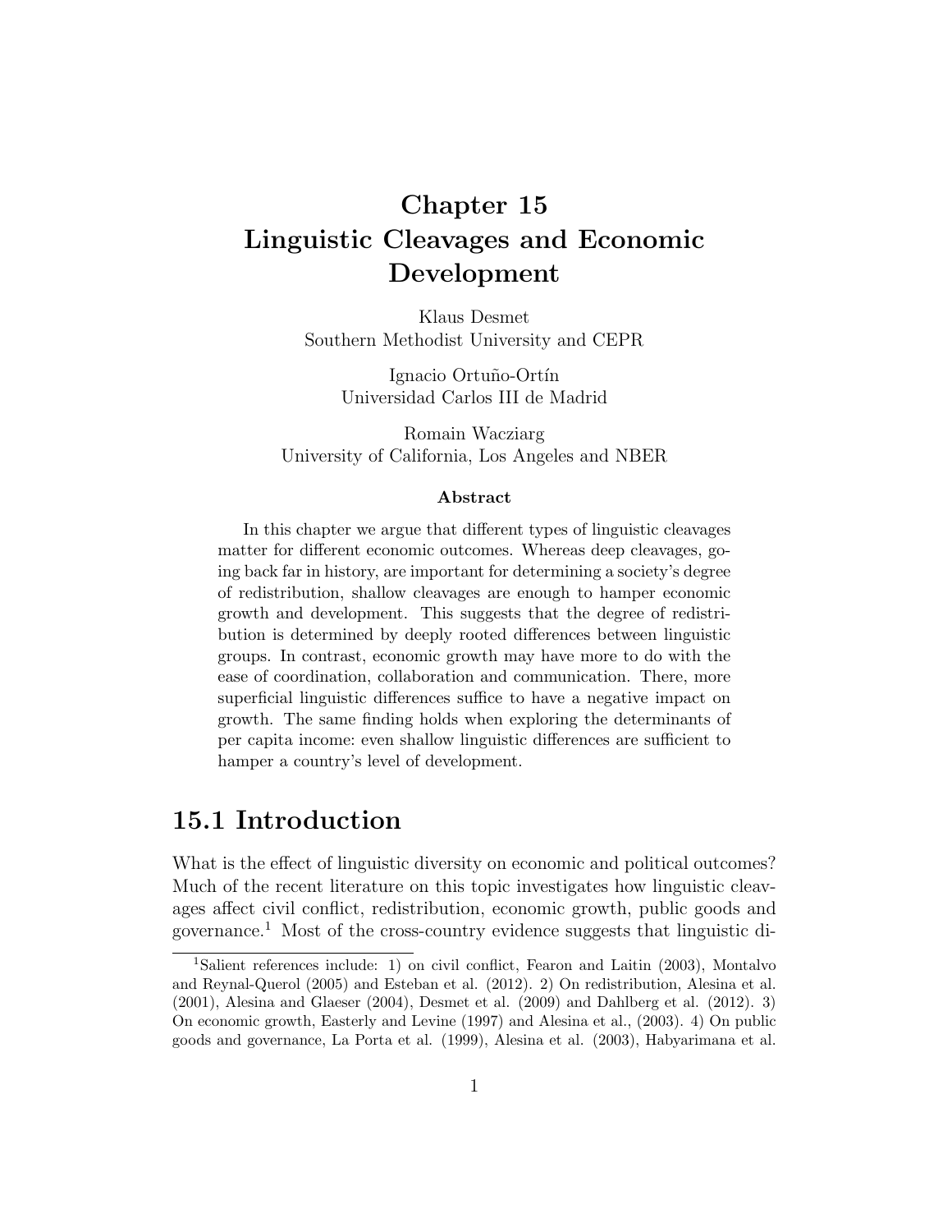# Chapter 15
# Linguistic Cleavages and Economic Development

Klaus Desmet
Southern Methodist University and CEPR

Ignacio Ortuño-Ortín
Universidad Carlos III de Madrid

Romain Wacziarg
University of California, Los Angeles and NBER

**Abstract**

In this chapter we argue that different types of linguistic cleavages matter for different economic outcomes. Whereas deep cleavages, going back far in history, are important for determining a society's degree of redistribution, shallow cleavages are enough to hamper economic growth and development. This suggests that the degree of redistribution is determined by deeply rooted differences between linguistic groups. In contrast, economic growth may have more to do with the ease of coordination, collaboration and communication. There, more superficial linguistic differences suffice to have a negative impact on growth. The same finding holds when exploring the determinants of per capita income: even shallow linguistic differences are sufficient to hamper a country's level of development.

## 15.1 Introduction

What is the effect of linguistic diversity on economic and political outcomes? Much of the recent literature on this topic investigates how linguistic cleavages affect civil conflict, redistribution, economic growth, public goods and governance.[1] Most of the cross-country evidence suggests that linguistic di-

[1] Salient references include: 1) on civil conflict, Fearon and Laitin (2003), Montalvo and Reynal-Querol (2005) and Esteban et al. (2012). 2) On redistribution, Alesina et al. (2001), Alesina and Glaeser (2004), Desmet et al. (2009) and Dahlberg et al. (2012). 3) On economic growth, Easterly and Levine (1997) and Alesina et al., (2003). 4) On public goods and governance, La Porta et al. (1999), Alesina et al. (2003), Habyarimana et al.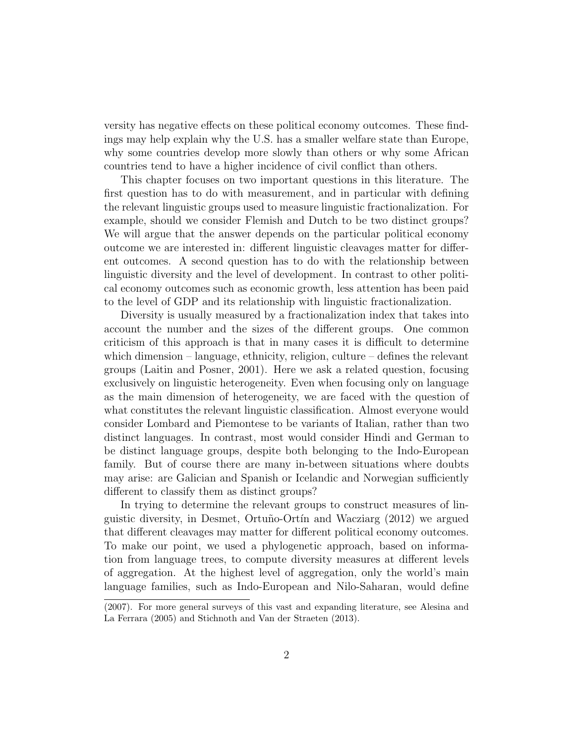versity has negative effects on these political economy outcomes. These findings may help explain why the U.S. has a smaller welfare state than Europe, why some countries develop more slowly than others or why some African countries tend to have a higher incidence of civil conflict than others.

This chapter focuses on two important questions in this literature. The first question has to do with measurement, and in particular with defining the relevant linguistic groups used to measure linguistic fractionalization. For example, should we consider Flemish and Dutch to be two distinct groups? We will argue that the answer depends on the particular political economy outcome we are interested in: different linguistic cleavages matter for different outcomes. A second question has to do with the relationship between linguistic diversity and the level of development. In contrast to other political economy outcomes such as economic growth, less attention has been paid to the level of GDP and its relationship with linguistic fractionalization.

Diversity is usually measured by a fractionalization index that takes into account the number and the sizes of the different groups. One common criticism of this approach is that in many cases it is difficult to determine which dimension – language, ethnicity, religion, culture – defines the relevant groups (Laitin and Posner, 2001). Here we ask a related question, focusing exclusively on linguistic heterogeneity. Even when focusing only on language as the main dimension of heterogeneity, we are faced with the question of what constitutes the relevant linguistic classification. Almost everyone would consider Lombard and Piemontese to be variants of Italian, rather than two distinct languages. In contrast, most would consider Hindi and German to be distinct language groups, despite both belonging to the Indo-European family. But of course there are many in-between situations where doubts may arise: are Galician and Spanish or Icelandic and Norwegian sufficiently different to classify them as distinct groups?

In trying to determine the relevant groups to construct measures of linguistic diversity, in Desmet, Ortuño-Ortín and Wacziarg (2012) we argued that different cleavages may matter for different political economy outcomes. To make our point, we used a phylogenetic approach, based on information from language trees, to compute diversity measures at different levels of aggregation. At the highest level of aggregation, only the world's main language families, such as Indo-European and Nilo-Saharan, would define

(2007). For more general surveys of this vast and expanding literature, see Alesina and La Ferrara (2005) and Stichnoth and Van der Straeten (2013).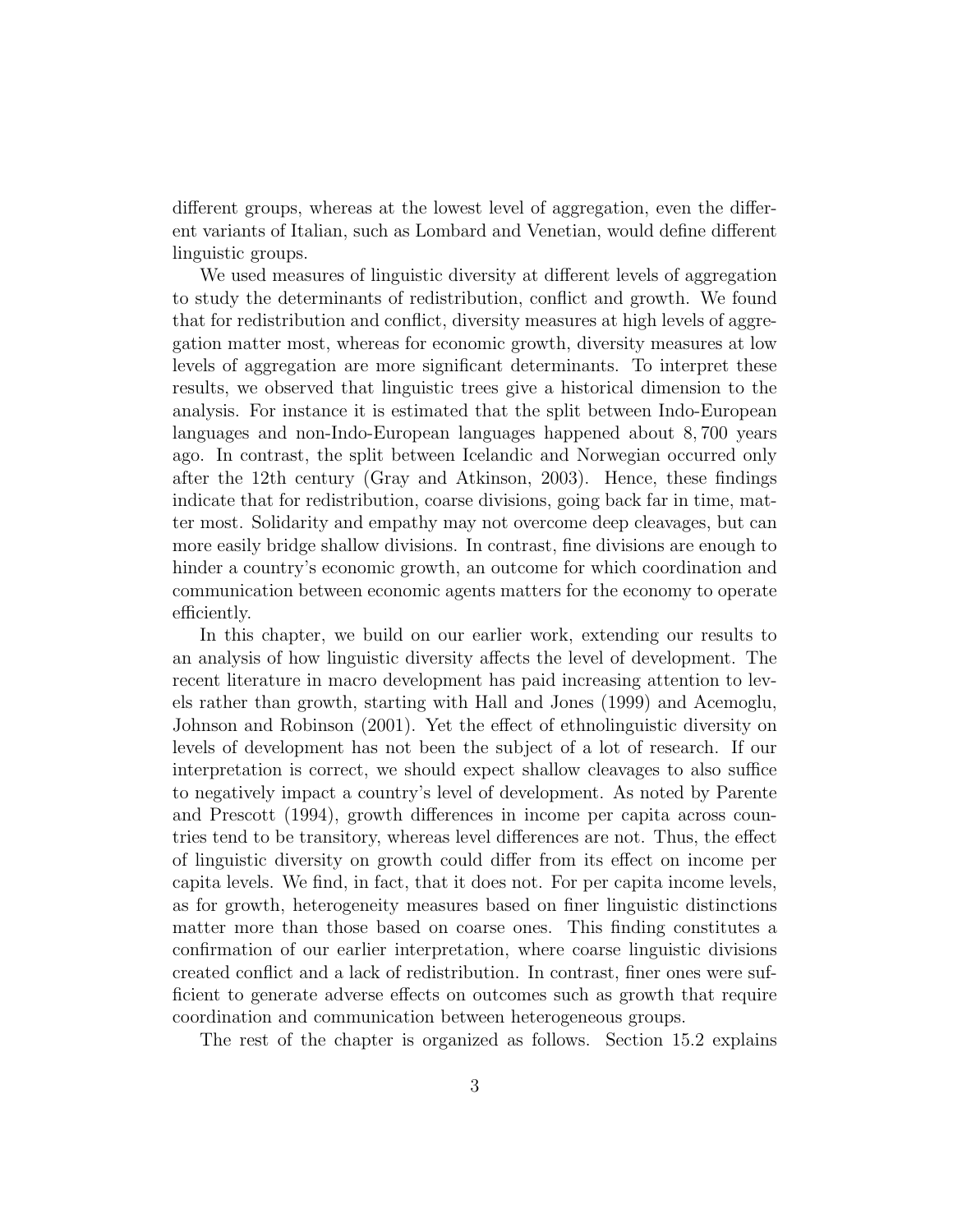different groups, whereas at the lowest level of aggregation, even the different variants of Italian, such as Lombard and Venetian, would define different linguistic groups.

We used measures of linguistic diversity at different levels of aggregation to study the determinants of redistribution, conflict and growth. We found that for redistribution and conflict, diversity measures at high levels of aggregation matter most, whereas for economic growth, diversity measures at low levels of aggregation are more significant determinants. To interpret these results, we observed that linguistic trees give a historical dimension to the analysis. For instance it is estimated that the split between Indo-European languages and non-Indo-European languages happened about 8,700 years ago. In contrast, the split between Icelandic and Norwegian occurred only after the 12th century (Gray and Atkinson, 2003). Hence, these findings indicate that for redistribution, coarse divisions, going back far in time, matter most. Solidarity and empathy may not overcome deep cleavages, but can more easily bridge shallow divisions. In contrast, fine divisions are enough to hinder a country's economic growth, an outcome for which coordination and communication between economic agents matters for the economy to operate efficiently.

In this chapter, we build on our earlier work, extending our results to an analysis of how linguistic diversity affects the level of development. The recent literature in macro development has paid increasing attention to levels rather than growth, starting with Hall and Jones (1999) and Acemoglu, Johnson and Robinson (2001). Yet the effect of ethnolinguistic diversity on levels of development has not been the subject of a lot of research. If our interpretation is correct, we should expect shallow cleavages to also suffice to negatively impact a country's level of development. As noted by Parente and Prescott (1994), growth differences in income per capita across countries tend to be transitory, whereas level differences are not. Thus, the effect of linguistic diversity on growth could differ from its effect on income per capita levels. We find, in fact, that it does not. For per capita income levels, as for growth, heterogeneity measures based on finer linguistic distinctions matter more than those based on coarse ones. This finding constitutes a confirmation of our earlier interpretation, where coarse linguistic divisions created conflict and a lack of redistribution. In contrast, finer ones were sufficient to generate adverse effects on outcomes such as growth that require coordination and communication between heterogeneous groups.

The rest of the chapter is organized as follows. Section 15.2 explains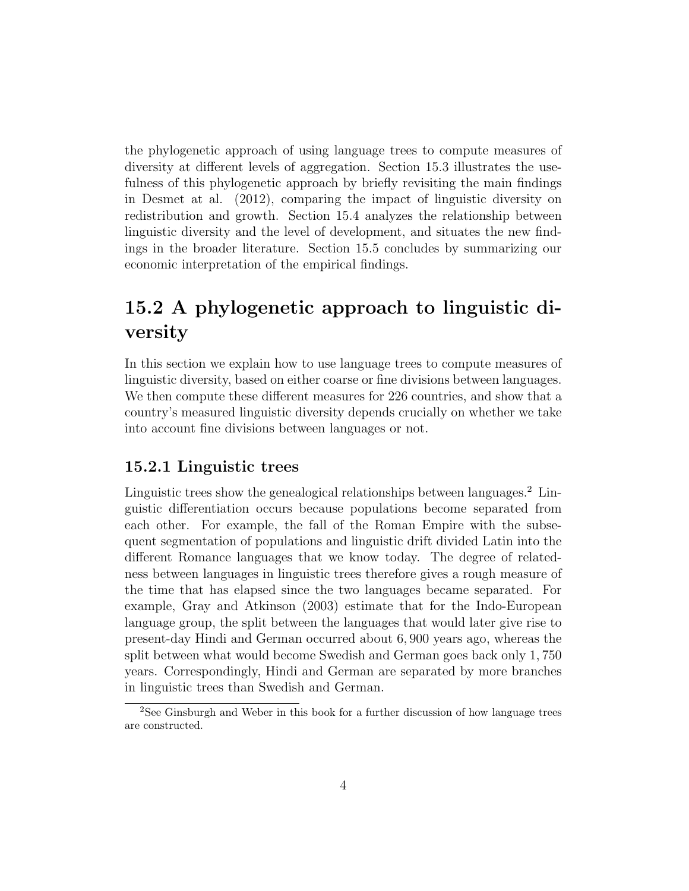the phylogenetic approach of using language trees to compute measures of diversity at different levels of aggregation. Section 15.3 illustrates the usefulness of this phylogenetic approach by briefly revisiting the main findings in Desmet at al. (2012), comparing the impact of linguistic diversity on redistribution and growth. Section 15.4 analyzes the relationship between linguistic diversity and the level of development, and situates the new findings in the broader literature. Section 15.5 concludes by summarizing our economic interpretation of the empirical findings.

## 15.2 A phylogenetic approach to linguistic diversity

In this section we explain how to use language trees to compute measures of linguistic diversity, based on either coarse or fine divisions between languages. We then compute these different measures for 226 countries, and show that a country's measured linguistic diversity depends crucially on whether we take into account fine divisions between languages or not.

### 15.2.1 Linguistic trees

Linguistic trees show the genealogical relationships between languages.[2] Linguistic differentiation occurs because populations become separated from each other. For example, the fall of the Roman Empire with the subsequent segmentation of populations and linguistic drift divided Latin into the different Romance languages that we know today. The degree of relatedness between languages in linguistic trees therefore gives a rough measure of the time that has elapsed since the two languages became separated. For example, Gray and Atkinson (2003) estimate that for the Indo-European language group, the split between the languages that would later give rise to present-day Hindi and German occurred about 6,900 years ago, whereas the split between what would become Swedish and German goes back only 1,750 years. Correspondingly, Hindi and German are separated by more branches in linguistic trees than Swedish and German.

[2] See Ginsburgh and Weber in this book for a further discussion of how language trees are constructed.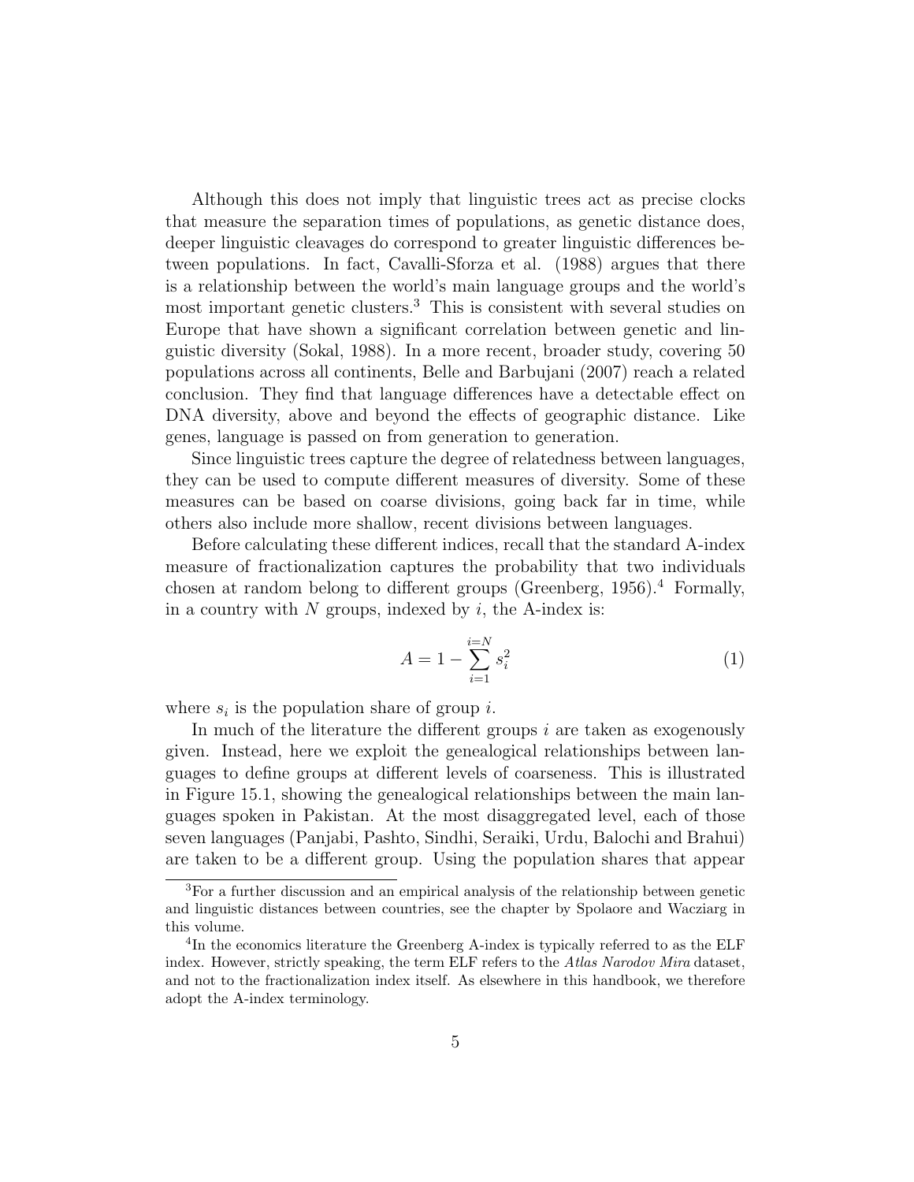Although this does not imply that linguistic trees act as precise clocks that measure the separation times of populations, as genetic distance does, deeper linguistic cleavages do correspond to greater linguistic differences between populations. In fact, Cavalli-Sforza et al. (1988) argues that there is a relationship between the world's main language groups and the world's most important genetic clusters.[3] This is consistent with several studies on Europe that have shown a significant correlation between genetic and linguistic diversity (Sokal, 1988). In a more recent, broader study, covering 50 populations across all continents, Belle and Barbujani (2007) reach a related conclusion. They find that language differences have a detectable effect on DNA diversity, above and beyond the effects of geographic distance. Like genes, language is passed on from generation to generation.

Since linguistic trees capture the degree of relatedness between languages, they can be used to compute different measures of diversity. Some of these measures can be based on coarse divisions, going back far in time, while others also include more shallow, recent divisions between languages.

Before calculating these different indices, recall that the standard A-index measure of fractionalization captures the probability that two individuals chosen at random belong to different groups (Greenberg, 1956).[4] Formally, in a country with $N$ groups, indexed by $i$, the A-index is:

$$A = 1 - \sum_{i=1}^{i=N} s_i^2 \tag{1}$$

where $s_i$ is the population share of group $i$.

In much of the literature the different groups $i$ are taken as exogenously given. Instead, here we exploit the genealogical relationships between languages to define groups at different levels of coarseness. This is illustrated in Figure 15.1, showing the genealogical relationships between the main languages spoken in Pakistan. At the most disaggregated level, each of those seven languages (Panjabi, Pashto, Sindhi, Seraiki, Urdu, Balochi and Brahui) are taken to be a different group. Using the population shares that appear

---

[3] For a further discussion and an empirical analysis of the relationship between genetic and linguistic distances between countries, see the chapter by Spolaore and Wacziarg in this volume.

[4] In the economics literature the Greenberg A-index is typically referred to as the ELF index. However, strictly speaking, the term ELF refers to the *Atlas Narodov Mira* dataset, and not to the fractionalization index itself. As elsewhere in this handbook, we therefore adopt the A-index terminology.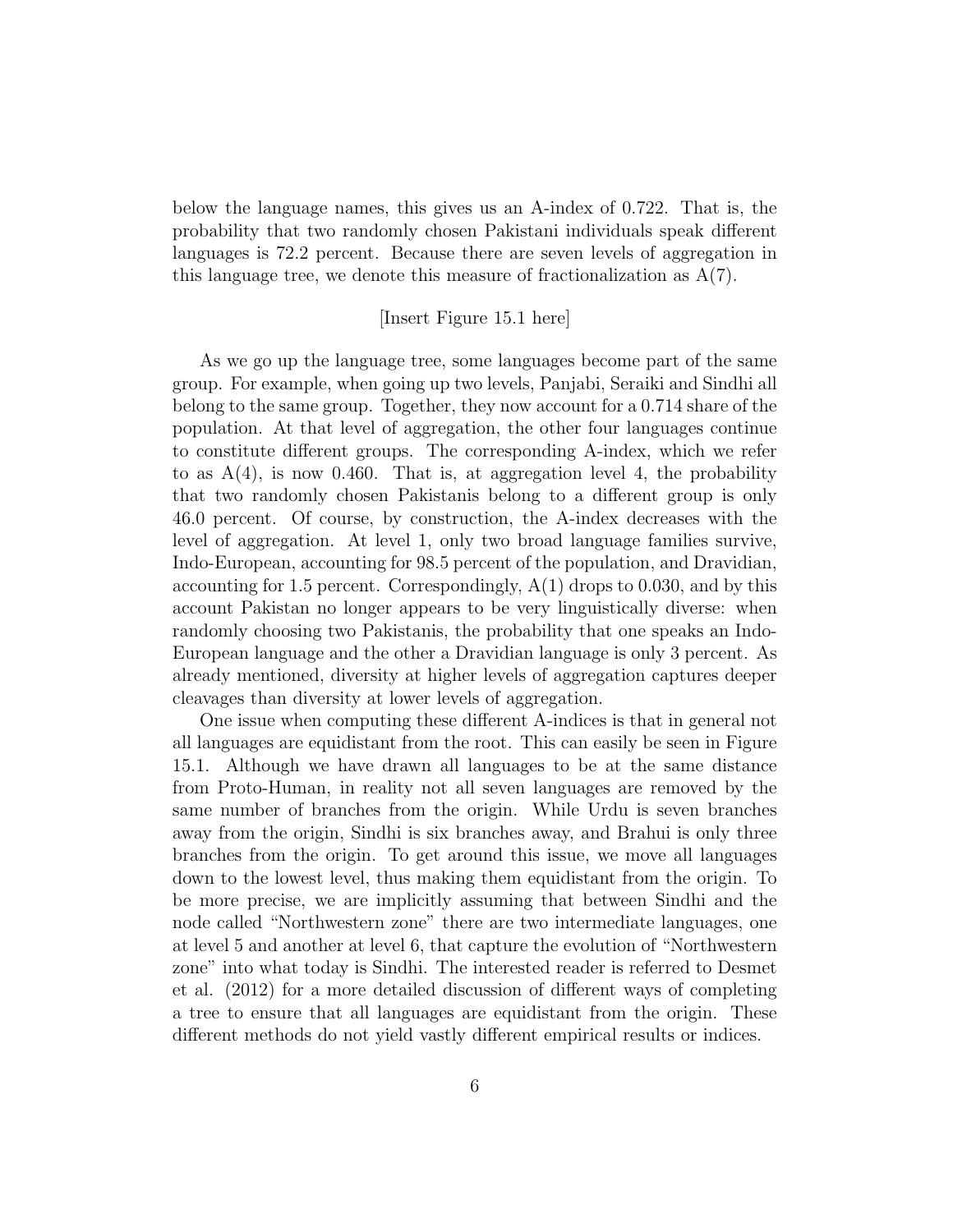below the language names, this gives us an A-index of 0.722. That is, the probability that two randomly chosen Pakistani individuals speak different languages is 72.2 percent. Because there are seven levels of aggregation in this language tree, we denote this measure of fractionalization as A(7).

[Insert Figure 15.1 here]

As we go up the language tree, some languages become part of the same group. For example, when going up two levels, Panjabi, Seraiki and Sindhi all belong to the same group. Together, they now account for a 0.714 share of the population. At that level of aggregation, the other four languages continue to constitute different groups. The corresponding A-index, which we refer to as A(4), is now 0.460. That is, at aggregation level 4, the probability that two randomly chosen Pakistanis belong to a different group is only 46.0 percent. Of course, by construction, the A-index decreases with the level of aggregation. At level 1, only two broad language families survive, Indo-European, accounting for 98.5 percent of the population, and Dravidian, accounting for 1.5 percent. Correspondingly, A(1) drops to 0.030, and by this account Pakistan no longer appears to be very linguistically diverse: when randomly choosing two Pakistanis, the probability that one speaks an Indo-European language and the other a Dravidian language is only 3 percent. As already mentioned, diversity at higher levels of aggregation captures deeper cleavages than diversity at lower levels of aggregation.

One issue when computing these different A-indices is that in general not all languages are equidistant from the root. This can easily be seen in Figure 15.1. Although we have drawn all languages to be at the same distance from Proto-Human, in reality not all seven languages are removed by the same number of branches from the origin. While Urdu is seven branches away from the origin, Sindhi is six branches away, and Brahui is only three branches from the origin. To get around this issue, we move all languages down to the lowest level, thus making them equidistant from the origin. To be more precise, we are implicitly assuming that between Sindhi and the node called "Northwestern zone" there are two intermediate languages, one at level 5 and another at level 6, that capture the evolution of "Northwestern zone" into what today is Sindhi. The interested reader is referred to Desmet et al. (2012) for a more detailed discussion of different ways of completing a tree to ensure that all languages are equidistant from the origin. These different methods do not yield vastly different empirical results or indices.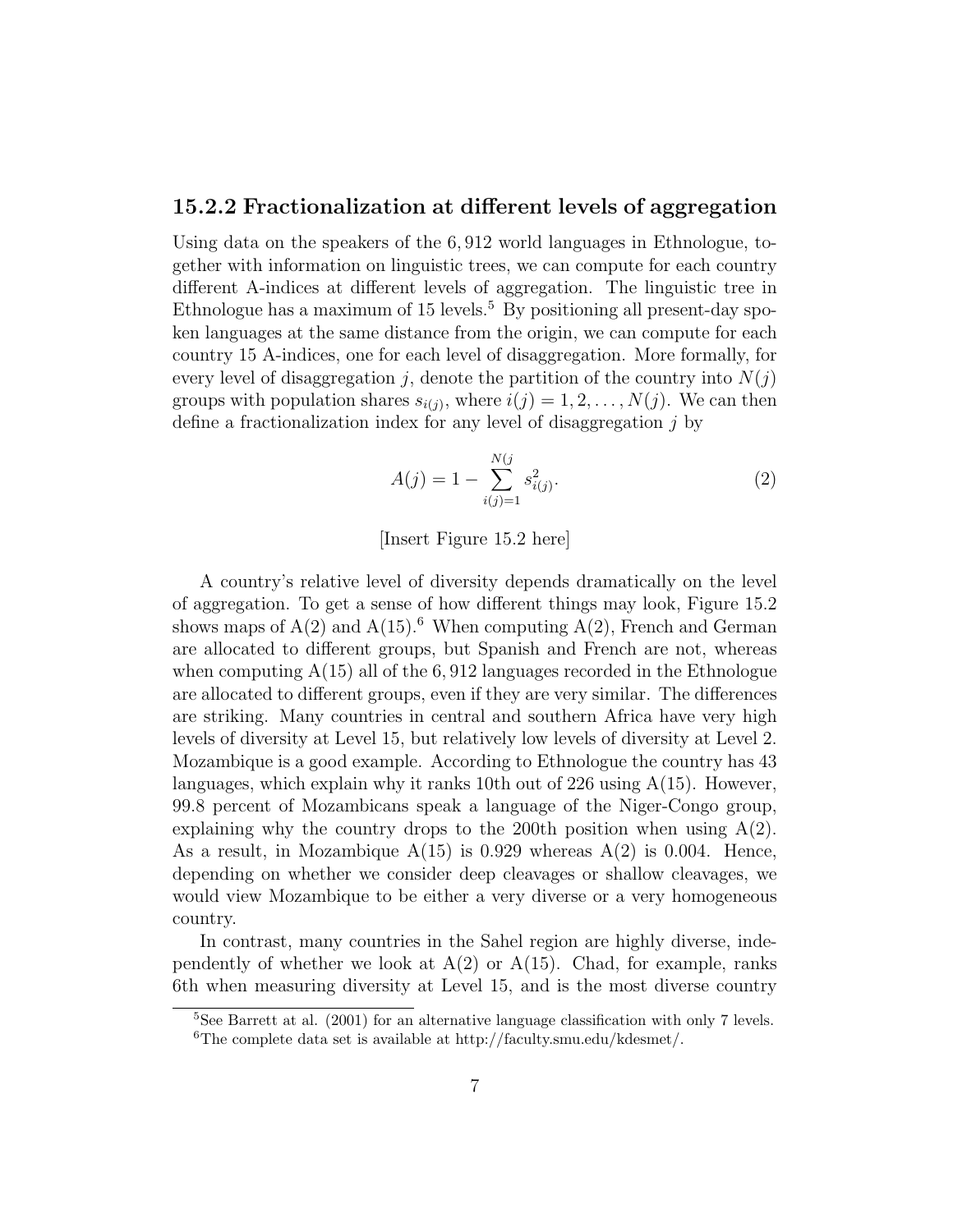### 15.2.2 Fractionalization at different levels of aggregation

Using data on the speakers of the 6,912 world languages in Ethnologue, together with information on linguistic trees, we can compute for each country different A-indices at different levels of aggregation. The linguistic tree in Ethnologue has a maximum of 15 levels.[5] By positioning all present-day spoken languages at the same distance from the origin, we can compute for each country 15 A-indices, one for each level of disaggregation. More formally, for every level of disaggregation $j$, denote the partition of the country into $N(j)$ groups with population shares $s_{i(j)}$, where $i(j) = 1, 2, \ldots, N(j)$. We can then define a fractionalization index for any level of disaggregation $j$ by

$$A(j) = 1 - \sum_{i(j)=1}^{N(j} s_{i(j)}^2. \tag{2}$$

[Insert Figure 15.2 here]

A country's relative level of diversity depends dramatically on the level of aggregation. To get a sense of how different things may look, Figure 15.2 shows maps of A(2) and A(15).[6] When computing A(2), French and German are allocated to different groups, but Spanish and French are not, whereas when computing A(15) all of the 6,912 languages recorded in the Ethnologue are allocated to different groups, even if they are very similar. The differences are striking. Many countries in central and southern Africa have very high levels of diversity at Level 15, but relatively low levels of diversity at Level 2. Mozambique is a good example. According to Ethnologue the country has 43 languages, which explain why it ranks 10th out of 226 using A(15). However, 99.8 percent of Mozambicans speak a language of the Niger-Congo group, explaining why the country drops to the 200th position when using A(2). As a result, in Mozambique A(15) is 0.929 whereas A(2) is 0.004. Hence, depending on whether we consider deep cleavages or shallow cleavages, we would view Mozambique to be either a very diverse or a very homogeneous country.

In contrast, many countries in the Sahel region are highly diverse, independently of whether we look at A(2) or A(15). Chad, for example, ranks 6th when measuring diversity at Level 15, and is the most diverse country

[5] See Barrett at al. (2001) for an alternative language classification with only 7 levels.

[6] The complete data set is available at http://faculty.smu.edu/kdesmet/.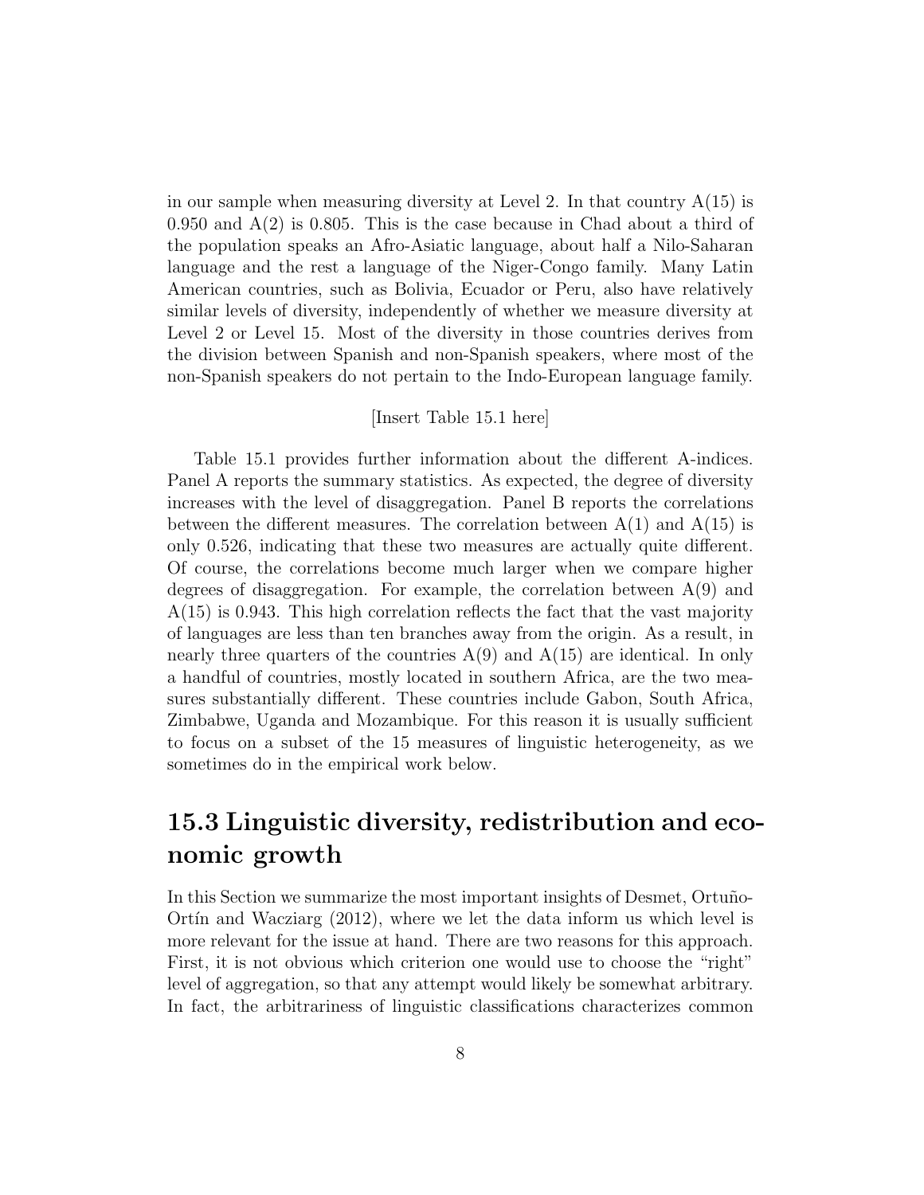in our sample when measuring diversity at Level 2. In that country A(15) is 0.950 and A(2) is 0.805. This is the case because in Chad about a third of the population speaks an Afro-Asiatic language, about half a Nilo-Saharan language and the rest a language of the Niger-Congo family. Many Latin American countries, such as Bolivia, Ecuador or Peru, also have relatively similar levels of diversity, independently of whether we measure diversity at Level 2 or Level 15. Most of the diversity in those countries derives from the division between Spanish and non-Spanish speakers, where most of the non-Spanish speakers do not pertain to the Indo-European language family.

[Insert Table 15.1 here]

Table 15.1 provides further information about the different A-indices. Panel A reports the summary statistics. As expected, the degree of diversity increases with the level of disaggregation. Panel B reports the correlations between the different measures. The correlation between A(1) and A(15) is only 0.526, indicating that these two measures are actually quite different. Of course, the correlations become much larger when we compare higher degrees of disaggregation. For example, the correlation between A(9) and A(15) is 0.943. This high correlation reflects the fact that the vast majority of languages are less than ten branches away from the origin. As a result, in nearly three quarters of the countries A(9) and A(15) are identical. In only a handful of countries, mostly located in southern Africa, are the two measures substantially different. These countries include Gabon, South Africa, Zimbabwe, Uganda and Mozambique. For this reason it is usually sufficient to focus on a subset of the 15 measures of linguistic heterogeneity, as we sometimes do in the empirical work below.

## 15.3 Linguistic diversity, redistribution and economic growth

In this Section we summarize the most important insights of Desmet, Ortuño-Ortín and Wacziarg (2012), where we let the data inform us which level is more relevant for the issue at hand. There are two reasons for this approach. First, it is not obvious which criterion one would use to choose the "right" level of aggregation, so that any attempt would likely be somewhat arbitrary. In fact, the arbitrariness of linguistic classifications characterizes common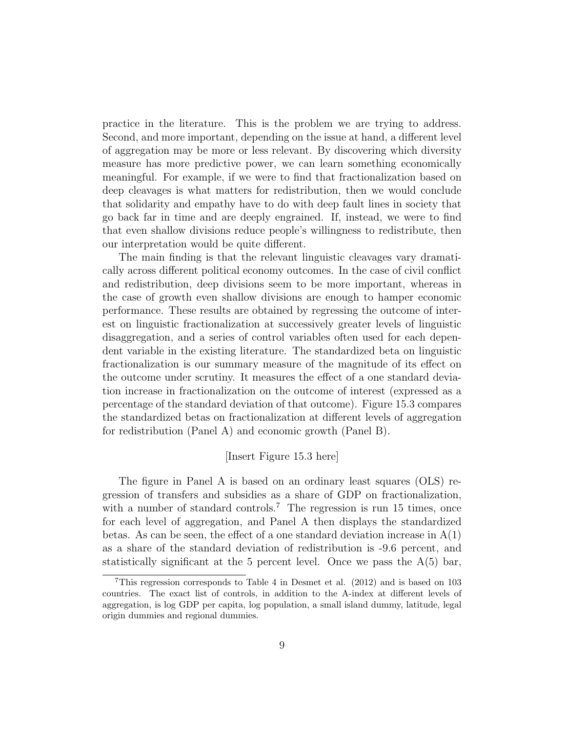practice in the literature. This is the problem we are trying to address. Second, and more important, depending on the issue at hand, a different level of aggregation may be more or less relevant. By discovering which diversity measure has more predictive power, we can learn something economically meaningful. For example, if we were to find that fractionalization based on deep cleavages is what matters for redistribution, then we would conclude that solidarity and empathy have to do with deep fault lines in society that go back far in time and are deeply engrained. If, instead, we were to find that even shallow divisions reduce people's willingness to redistribute, then our interpretation would be quite different.

The main finding is that the relevant linguistic cleavages vary dramatically across different political economy outcomes. In the case of civil conflict and redistribution, deep divisions seem to be more important, whereas in the case of growth even shallow divisions are enough to hamper economic performance. These results are obtained by regressing the outcome of interest on linguistic fractionalization at successively greater levels of linguistic disaggregation, and a series of control variables often used for each dependent variable in the existing literature. The standardized beta on linguistic fractionalization is our summary measure of the magnitude of its effect on the outcome under scrutiny. It measures the effect of a one standard deviation increase in fractionalization on the outcome of interest (expressed as a percentage of the standard deviation of that outcome). Figure 15.3 compares the standardized betas on fractionalization at different levels of aggregation for redistribution (Panel A) and economic growth (Panel B).

[Insert Figure 15.3 here]

The figure in Panel A is based on an ordinary least squares (OLS) regression of transfers and subsidies as a share of GDP on fractionalization, with a number of standard controls.[7] The regression is run 15 times, once for each level of aggregation, and Panel A then displays the standardized betas. As can be seen, the effect of a one standard deviation increase in A(1) as a share of the standard deviation of redistribution is -9.6 percent, and statistically significant at the 5 percent level. Once we pass the A(5) bar,

[7] This regression corresponds to Table 4 in Desmet et al. (2012) and is based on 103 countries. The exact list of controls, in addition to the A-index at different levels of aggregation, is log GDP per capita, log population, a small island dummy, latitude, legal origin dummies and regional dummies.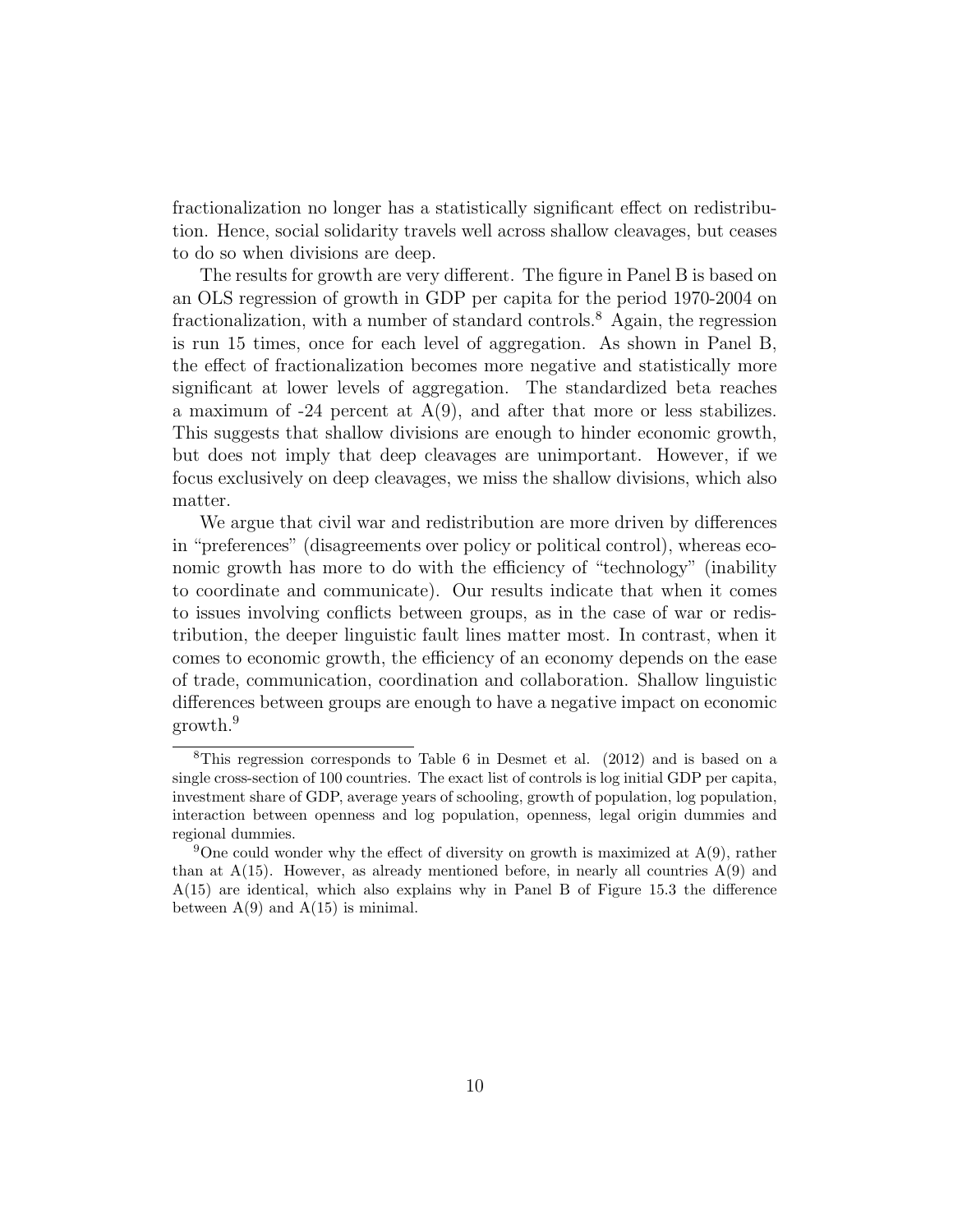fractionalization no longer has a statistically significant effect on redistribution. Hence, social solidarity travels well across shallow cleavages, but ceases to do so when divisions are deep.

The results for growth are very different. The figure in Panel B is based on an OLS regression of growth in GDP per capita for the period 1970-2004 on fractionalization, with a number of standard controls.[8] Again, the regression is run 15 times, once for each level of aggregation. As shown in Panel B, the effect of fractionalization becomes more negative and statistically more significant at lower levels of aggregation. The standardized beta reaches a maximum of -24 percent at A(9), and after that more or less stabilizes. This suggests that shallow divisions are enough to hinder economic growth, but does not imply that deep cleavages are unimportant. However, if we focus exclusively on deep cleavages, we miss the shallow divisions, which also matter.

We argue that civil war and redistribution are more driven by differences in "preferences" (disagreements over policy or political control), whereas economic growth has more to do with the efficiency of "technology" (inability to coordinate and communicate). Our results indicate that when it comes to issues involving conflicts between groups, as in the case of war or redistribution, the deeper linguistic fault lines matter most. In contrast, when it comes to economic growth, the efficiency of an economy depends on the ease of trade, communication, coordination and collaboration. Shallow linguistic differences between groups are enough to have a negative impact on economic growth.[9]

---

[8] This regression corresponds to Table 6 in Desmet et al. (2012) and is based on a single cross-section of 100 countries. The exact list of controls is log initial GDP per capita, investment share of GDP, average years of schooling, growth of population, log population, interaction between openness and log population, openness, legal origin dummies and regional dummies.

[9] One could wonder why the effect of diversity on growth is maximized at A(9), rather than at A(15). However, as already mentioned before, in nearly all countries A(9) and A(15) are identical, which also explains why in Panel B of Figure 15.3 the difference between A(9) and A(15) is minimal.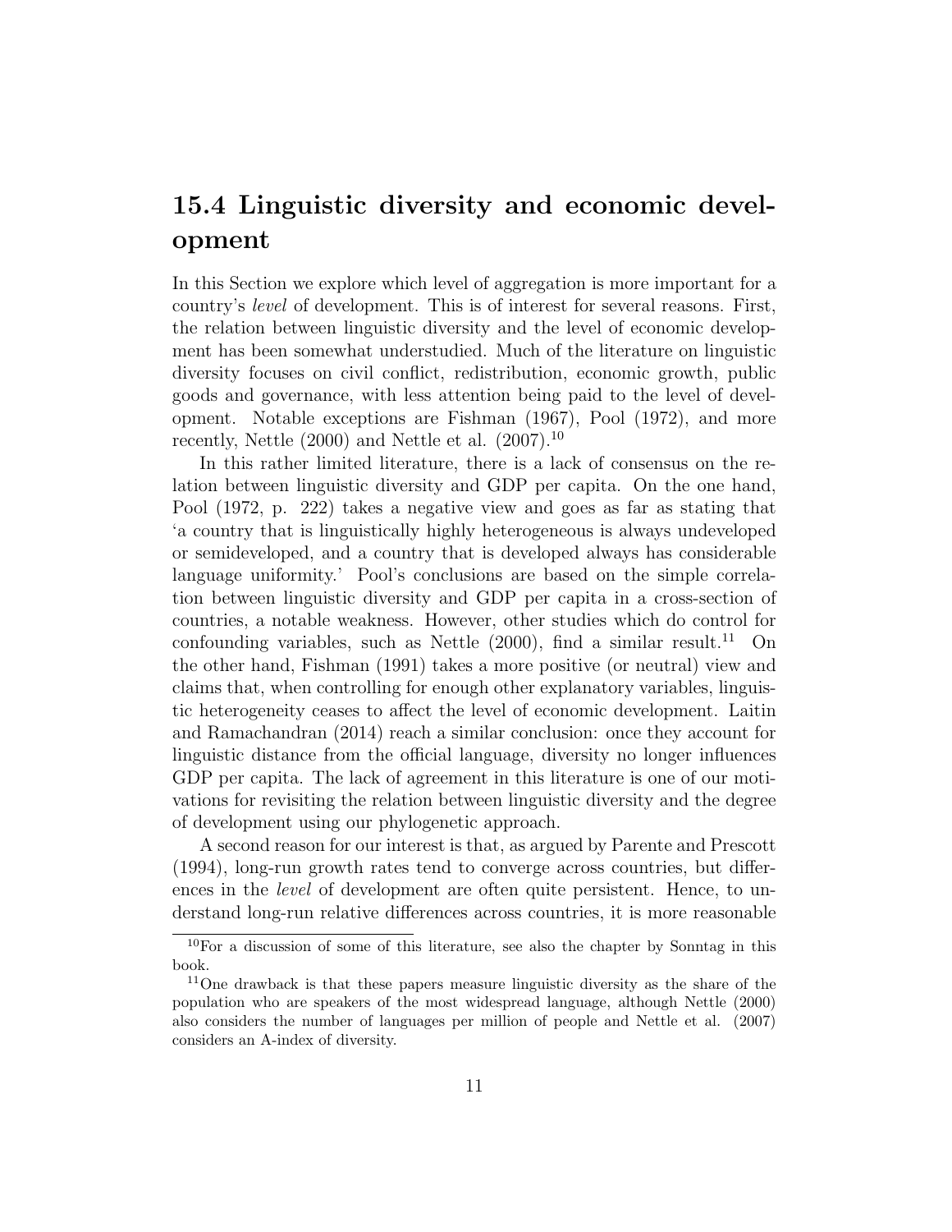## 15.4 Linguistic diversity and economic development

In this Section we explore which level of aggregation is more important for a country's *level* of development. This is of interest for several reasons. First, the relation between linguistic diversity and the level of economic development has been somewhat understudied. Much of the literature on linguistic diversity focuses on civil conflict, redistribution, economic growth, public goods and governance, with less attention being paid to the level of development. Notable exceptions are Fishman (1967), Pool (1972), and more recently, Nettle (2000) and Nettle et al. (2007).[10]

In this rather limited literature, there is a lack of consensus on the relation between linguistic diversity and GDP per capita. On the one hand, Pool (1972, p. 222) takes a negative view and goes as far as stating that 'a country that is linguistically highly heterogeneous is always undeveloped or semideveloped, and a country that is developed always has considerable language uniformity.' Pool's conclusions are based on the simple correlation between linguistic diversity and GDP per capita in a cross-section of countries, a notable weakness. However, other studies which do control for confounding variables, such as Nettle (2000), find a similar result.[11] On the other hand, Fishman (1991) takes a more positive (or neutral) view and claims that, when controlling for enough other explanatory variables, linguistic heterogeneity ceases to affect the level of economic development. Laitin and Ramachandran (2014) reach a similar conclusion: once they account for linguistic distance from the official language, diversity no longer influences GDP per capita. The lack of agreement in this literature is one of our motivations for revisiting the relation between linguistic diversity and the degree of development using our phylogenetic approach.

A second reason for our interest is that, as argued by Parente and Prescott (1994), long-run growth rates tend to converge across countries, but differences in the *level* of development are often quite persistent. Hence, to understand long-run relative differences across countries, it is more reasonable

[10] For a discussion of some of this literature, see also the chapter by Sonntag in this book.

[11] One drawback is that these papers measure linguistic diversity as the share of the population who are speakers of the most widespread language, although Nettle (2000) also considers the number of languages per million of people and Nettle et al. (2007) considers an A-index of diversity.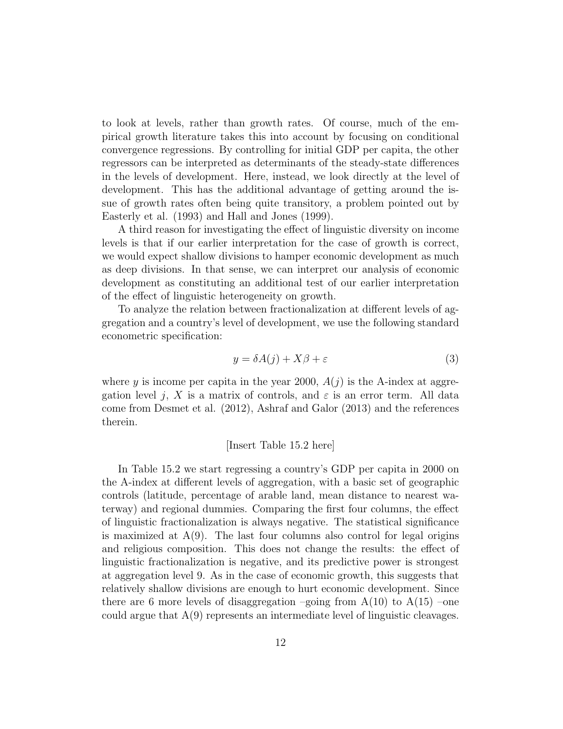to look at levels, rather than growth rates. Of course, much of the empirical growth literature takes this into account by focusing on conditional convergence regressions. By controlling for initial GDP per capita, the other regressors can be interpreted as determinants of the steady-state differences in the levels of development. Here, instead, we look directly at the level of development. This has the additional advantage of getting around the issue of growth rates often being quite transitory, a problem pointed out by Easterly et al. (1993) and Hall and Jones (1999).

A third reason for investigating the effect of linguistic diversity on income levels is that if our earlier interpretation for the case of growth is correct, we would expect shallow divisions to hamper economic development as much as deep divisions. In that sense, we can interpret our analysis of economic development as constituting an additional test of our earlier interpretation of the effect of linguistic heterogeneity on growth.

To analyze the relation between fractionalization at different levels of aggregation and a country's level of development, we use the following standard econometric specification:

$$y = \delta A(j) + X\beta + \varepsilon \tag{3}$$

where $y$ is income per capita in the year 2000, $A(j)$ is the A-index at aggregation level $j$, $X$ is a matrix of controls, and $\varepsilon$ is an error term. All data come from Desmet et al. (2012), Ashraf and Galor (2013) and the references therein.

[Insert Table 15.2 here]

In Table 15.2 we start regressing a country's GDP per capita in 2000 on the A-index at different levels of aggregation, with a basic set of geographic controls (latitude, percentage of arable land, mean distance to nearest waterway) and regional dummies. Comparing the first four columns, the effect of linguistic fractionalization is always negative. The statistical significance is maximized at A(9). The last four columns also control for legal origins and religious composition. This does not change the results: the effect of linguistic fractionalization is negative, and its predictive power is strongest at aggregation level 9. As in the case of economic growth, this suggests that relatively shallow divisions are enough to hurt economic development. Since there are 6 more levels of disaggregation –going from A(10) to A(15) –one could argue that A(9) represents an intermediate level of linguistic cleavages.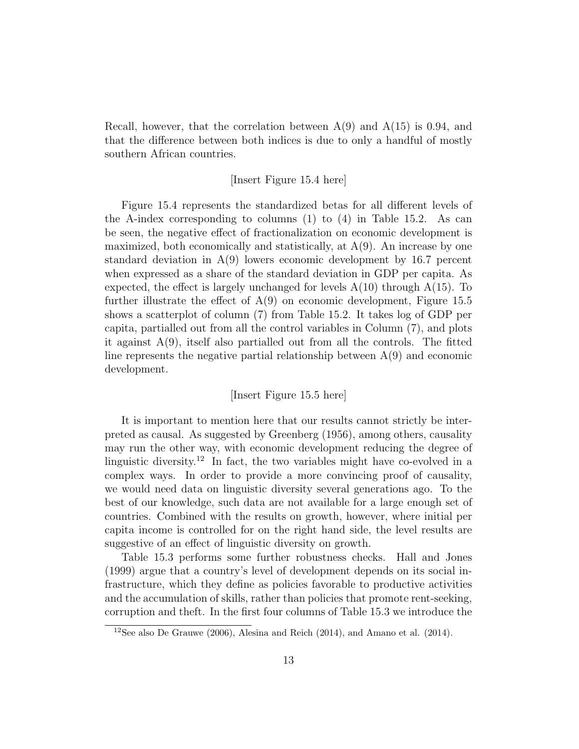Recall, however, that the correlation between A(9) and A(15) is 0.94, and that the difference between both indices is due to only a handful of mostly southern African countries.

[Insert Figure 15.4 here]

Figure 15.4 represents the standardized betas for all different levels of the A-index corresponding to columns (1) to (4) in Table 15.2. As can be seen, the negative effect of fractionalization on economic development is maximized, both economically and statistically, at A(9). An increase by one standard deviation in A(9) lowers economic development by 16.7 percent when expressed as a share of the standard deviation in GDP per capita. As expected, the effect is largely unchanged for levels A(10) through A(15). To further illustrate the effect of A(9) on economic development, Figure 15.5 shows a scatterplot of column (7) from Table 15.2. It takes log of GDP per capita, partialled out from all the control variables in Column (7), and plots it against A(9), itself also partialled out from all the controls. The fitted line represents the negative partial relationship between A(9) and economic development.

[Insert Figure 15.5 here]

It is important to mention here that our results cannot strictly be interpreted as causal. As suggested by Greenberg (1956), among others, causality may run the other way, with economic development reducing the degree of linguistic diversity.[12] In fact, the two variables might have co-evolved in a complex ways. In order to provide a more convincing proof of causality, we would need data on linguistic diversity several generations ago. To the best of our knowledge, such data are not available for a large enough set of countries. Combined with the results on growth, however, where initial per capita income is controlled for on the right hand side, the level results are suggestive of an effect of linguistic diversity on growth.

Table 15.3 performs some further robustness checks. Hall and Jones (1999) argue that a country's level of development depends on its social infrastructure, which they define as policies favorable to productive activities and the accumulation of skills, rather than policies that promote rent-seeking, corruption and theft. In the first four columns of Table 15.3 we introduce the

[12] See also De Grauwe (2006), Alesina and Reich (2014), and Amano et al. (2014).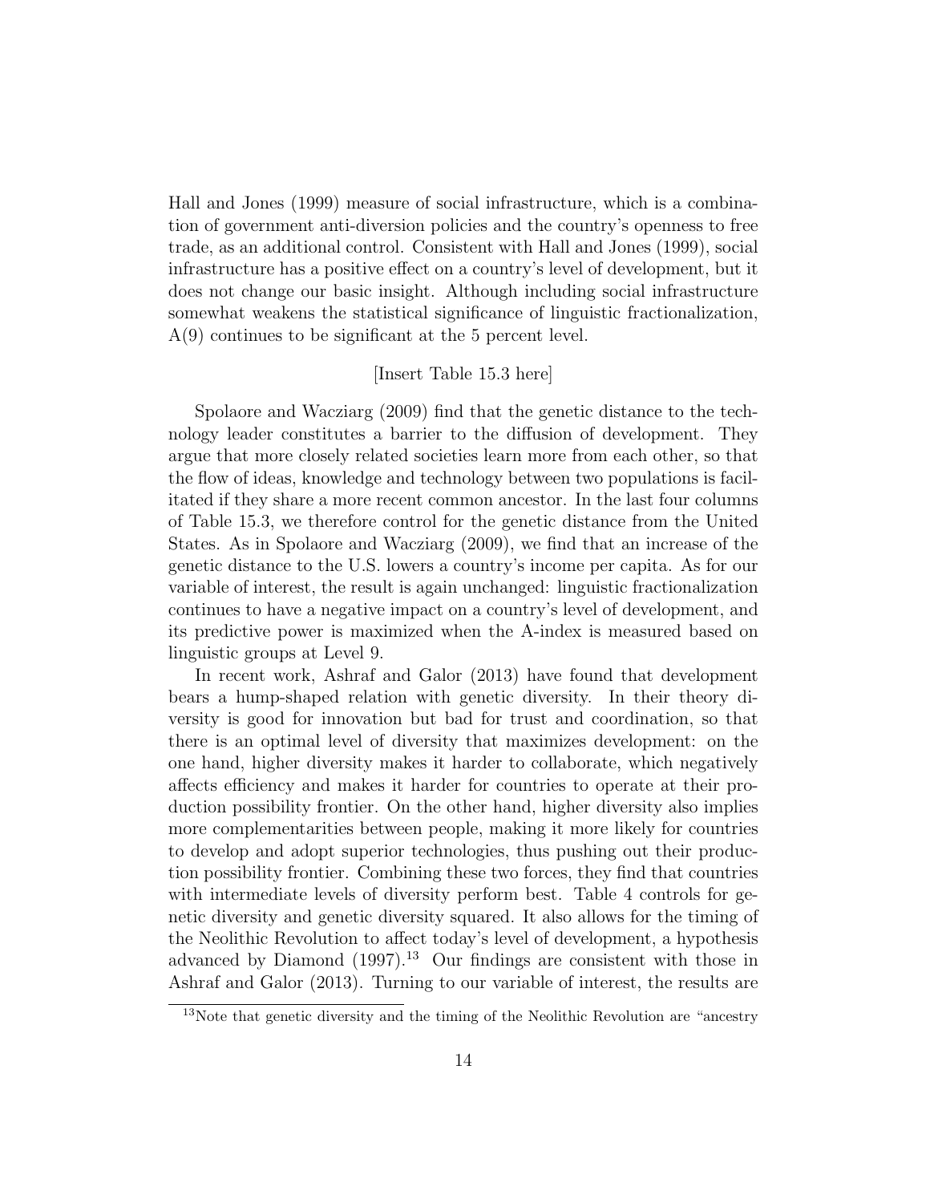Hall and Jones (1999) measure of social infrastructure, which is a combination of government anti-diversion policies and the country's openness to free trade, as an additional control. Consistent with Hall and Jones (1999), social infrastructure has a positive effect on a country's level of development, but it does not change our basic insight. Although including social infrastructure somewhat weakens the statistical significance of linguistic fractionalization, A(9) continues to be significant at the 5 percent level.

[Insert Table 15.3 here]

Spolaore and Wacziarg (2009) find that the genetic distance to the technology leader constitutes a barrier to the diffusion of development. They argue that more closely related societies learn more from each other, so that the flow of ideas, knowledge and technology between two populations is facilitated if they share a more recent common ancestor. In the last four columns of Table 15.3, we therefore control for the genetic distance from the United States. As in Spolaore and Wacziarg (2009), we find that an increase of the genetic distance to the U.S. lowers a country's income per capita. As for our variable of interest, the result is again unchanged: linguistic fractionalization continues to have a negative impact on a country's level of development, and its predictive power is maximized when the A-index is measured based on linguistic groups at Level 9.

In recent work, Ashraf and Galor (2013) have found that development bears a hump-shaped relation with genetic diversity. In their theory diversity is good for innovation but bad for trust and coordination, so that there is an optimal level of diversity that maximizes development: on the one hand, higher diversity makes it harder to collaborate, which negatively affects efficiency and makes it harder for countries to operate at their production possibility frontier. On the other hand, higher diversity also implies more complementarities between people, making it more likely for countries to develop and adopt superior technologies, thus pushing out their production possibility frontier. Combining these two forces, they find that countries with intermediate levels of diversity perform best. Table 4 controls for genetic diversity and genetic diversity squared. It also allows for the timing of the Neolithic Revolution to affect today's level of development, a hypothesis advanced by Diamond (1997).[13] Our findings are consistent with those in Ashraf and Galor (2013). Turning to our variable of interest, the results are

[13]Note that genetic diversity and the timing of the Neolithic Revolution are "ancestry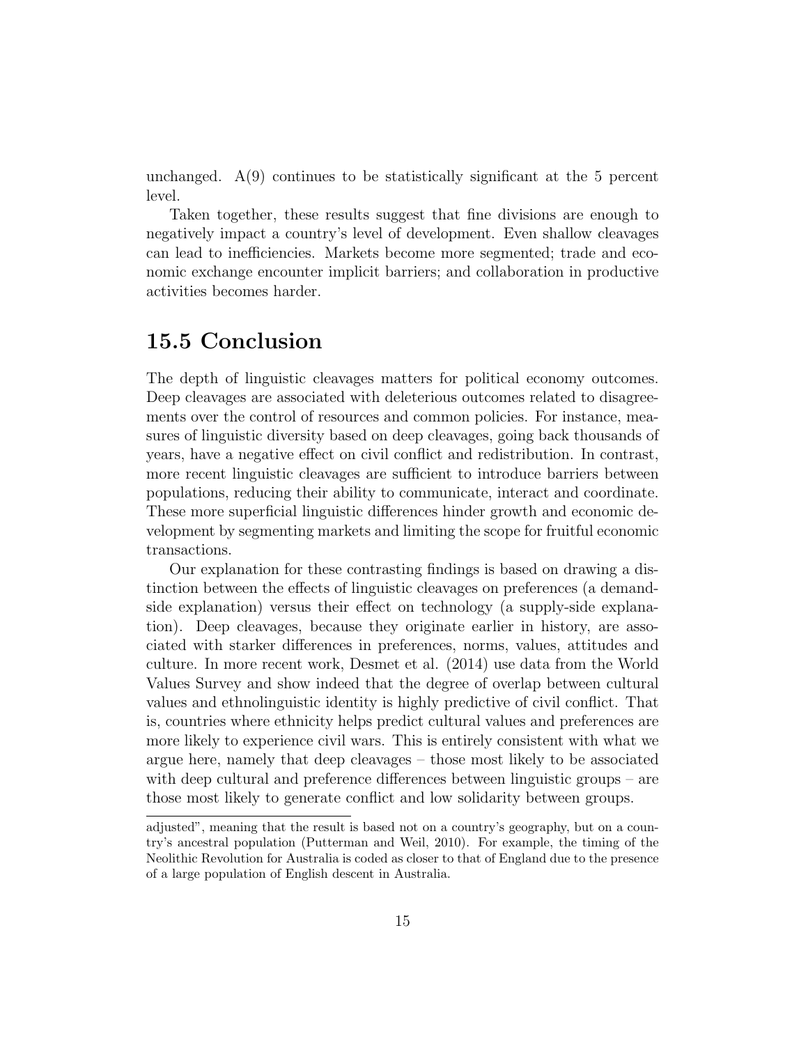unchanged. A(9) continues to be statistically significant at the 5 percent level.

Taken together, these results suggest that fine divisions are enough to negatively impact a country's level of development. Even shallow cleavages can lead to inefficiencies. Markets become more segmented; trade and economic exchange encounter implicit barriers; and collaboration in productive activities becomes harder.

## 15.5 Conclusion

The depth of linguistic cleavages matters for political economy outcomes. Deep cleavages are associated with deleterious outcomes related to disagreements over the control of resources and common policies. For instance, measures of linguistic diversity based on deep cleavages, going back thousands of years, have a negative effect on civil conflict and redistribution. In contrast, more recent linguistic cleavages are sufficient to introduce barriers between populations, reducing their ability to communicate, interact and coordinate. These more superficial linguistic differences hinder growth and economic development by segmenting markets and limiting the scope for fruitful economic transactions.

Our explanation for these contrasting findings is based on drawing a distinction between the effects of linguistic cleavages on preferences (a demand-side explanation) versus their effect on technology (a supply-side explanation). Deep cleavages, because they originate earlier in history, are associated with starker differences in preferences, norms, values, attitudes and culture. In more recent work, Desmet et al. (2014) use data from the World Values Survey and show indeed that the degree of overlap between cultural values and ethnolinguistic identity is highly predictive of civil conflict. That is, countries where ethnicity helps predict cultural values and preferences are more likely to experience civil wars. This is entirely consistent with what we argue here, namely that deep cleavages – those most likely to be associated with deep cultural and preference differences between linguistic groups – are those most likely to generate conflict and low solidarity between groups.

adjusted", meaning that the result is based not on a country's geography, but on a country's ancestral population (Putterman and Weil, 2010). For example, the timing of the Neolithic Revolution for Australia is coded as closer to that of England due to the presence of a large population of English descent in Australia.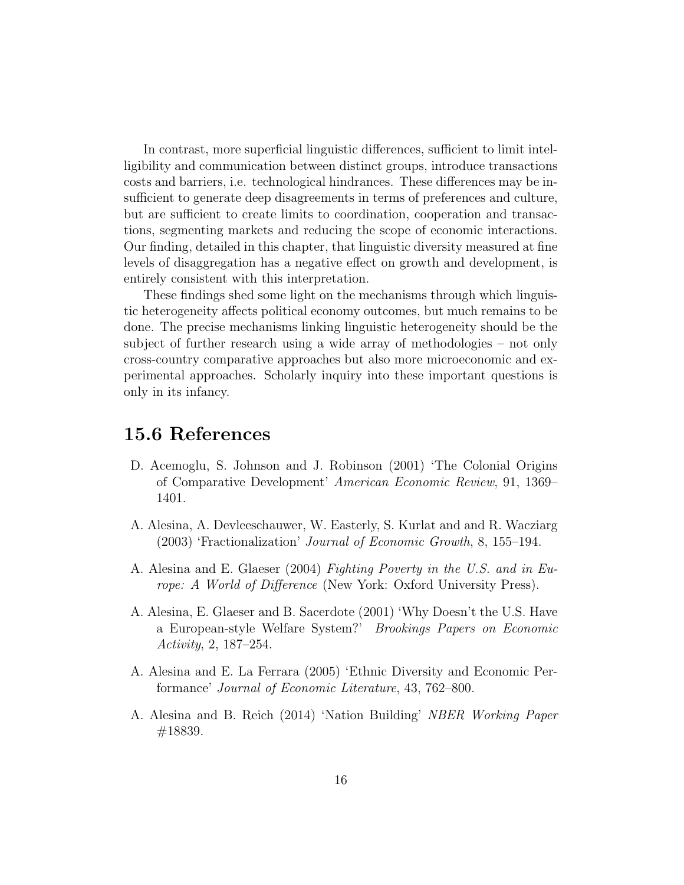In contrast, more superficial linguistic differences, sufficient to limit intelligibility and communication between distinct groups, introduce transactions costs and barriers, i.e. technological hindrances. These differences may be insufficient to generate deep disagreements in terms of preferences and culture, but are sufficient to create limits to coordination, cooperation and transactions, segmenting markets and reducing the scope of economic interactions. Our finding, detailed in this chapter, that linguistic diversity measured at fine levels of disaggregation has a negative effect on growth and development, is entirely consistent with this interpretation.

These findings shed some light on the mechanisms through which linguistic heterogeneity affects political economy outcomes, but much remains to be done. The precise mechanisms linking linguistic heterogeneity should be the subject of further research using a wide array of methodologies – not only cross-country comparative approaches but also more microeconomic and experimental approaches. Scholarly inquiry into these important questions is only in its infancy.

## 15.6 References

D. Acemoglu, S. Johnson and J. Robinson (2001) 'The Colonial Origins of Comparative Development' *American Economic Review*, 91, 1369–1401.

A. Alesina, A. Devleeschauwer, W. Easterly, S. Kurlat and and R. Wacziarg (2003) 'Fractionalization' *Journal of Economic Growth*, 8, 155–194.

A. Alesina and E. Glaeser (2004) *Fighting Poverty in the U.S. and in Europe: A World of Difference* (New York: Oxford University Press).

A. Alesina, E. Glaeser and B. Sacerdote (2001) 'Why Doesn't the U.S. Have a European-style Welfare System?' *Brookings Papers on Economic Activity*, 2, 187–254.

A. Alesina and E. La Ferrara (2005) 'Ethnic Diversity and Economic Performance' *Journal of Economic Literature*, 43, 762–800.

A. Alesina and B. Reich (2014) 'Nation Building' *NBER Working Paper* #18839.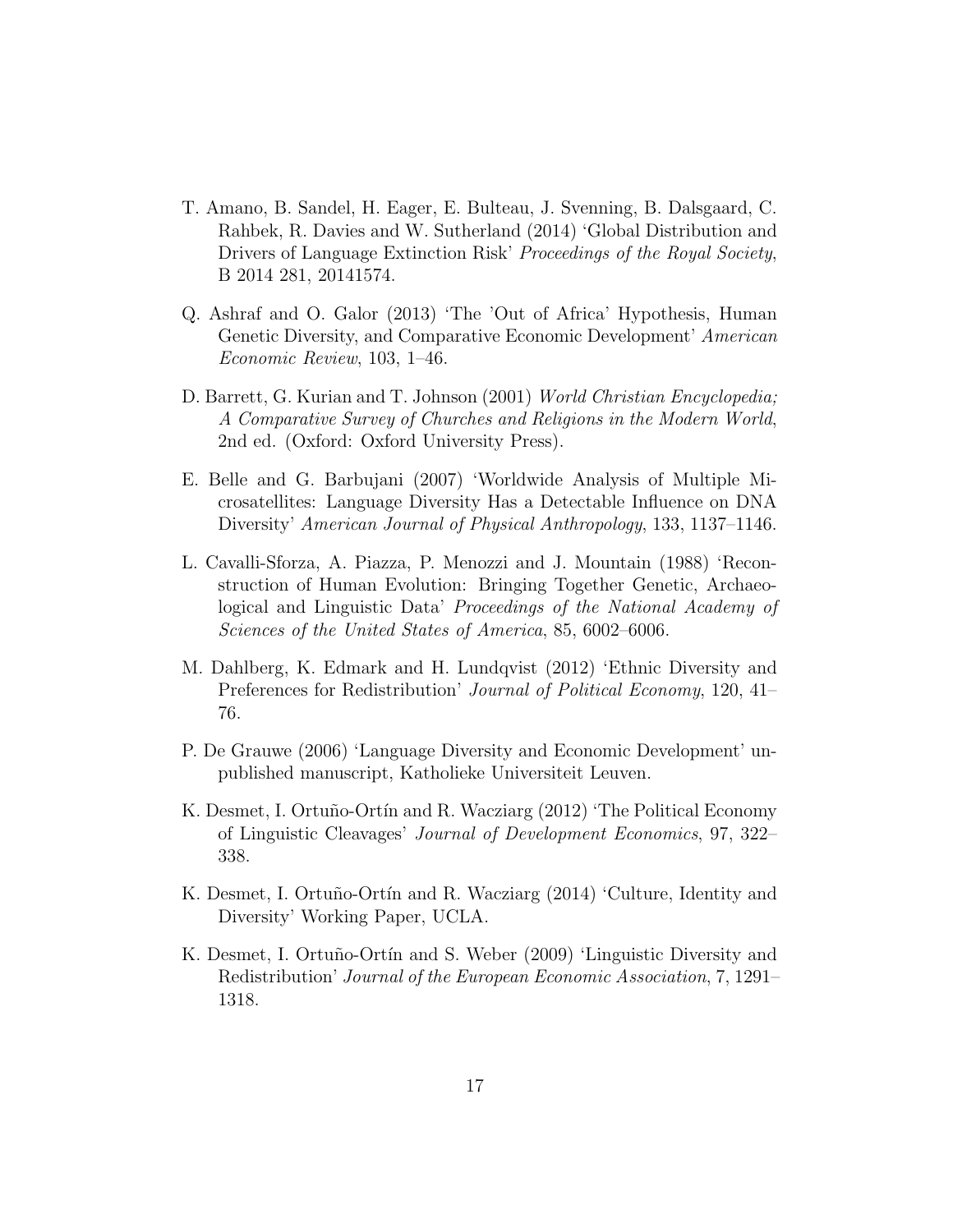T. Amano, B. Sandel, H. Eager, E. Bulteau, J. Svenning, B. Dalsgaard, C. Rahbek, R. Davies and W. Sutherland (2014) 'Global Distribution and Drivers of Language Extinction Risk' *Proceedings of the Royal Society*, B 2014 281, 20141574.

Q. Ashraf and O. Galor (2013) 'The 'Out of Africa' Hypothesis, Human Genetic Diversity, and Comparative Economic Development' *American Economic Review*, 103, 1–46.

D. Barrett, G. Kurian and T. Johnson (2001) *World Christian Encyclopedia; A Comparative Survey of Churches and Religions in the Modern World*, 2nd ed. (Oxford: Oxford University Press).

E. Belle and G. Barbujani (2007) 'Worldwide Analysis of Multiple Microsatellites: Language Diversity Has a Detectable Influence on DNA Diversity' *American Journal of Physical Anthropology*, 133, 1137–1146.

L. Cavalli-Sforza, A. Piazza, P. Menozzi and J. Mountain (1988) 'Reconstruction of Human Evolution: Bringing Together Genetic, Archaeological and Linguistic Data' *Proceedings of the National Academy of Sciences of the United States of America*, 85, 6002–6006.

M. Dahlberg, K. Edmark and H. Lundqvist (2012) 'Ethnic Diversity and Preferences for Redistribution' *Journal of Political Economy*, 120, 41–76.

P. De Grauwe (2006) 'Language Diversity and Economic Development' unpublished manuscript, Katholieke Universiteit Leuven.

K. Desmet, I. Ortuño-Ortín and R. Wacziarg (2012) 'The Political Economy of Linguistic Cleavages' *Journal of Development Economics*, 97, 322–338.

K. Desmet, I. Ortuño-Ortín and R. Wacziarg (2014) 'Culture, Identity and Diversity' Working Paper, UCLA.

K. Desmet, I. Ortuño-Ortín and S. Weber (2009) 'Linguistic Diversity and Redistribution' *Journal of the European Economic Association*, 7, 1291–1318.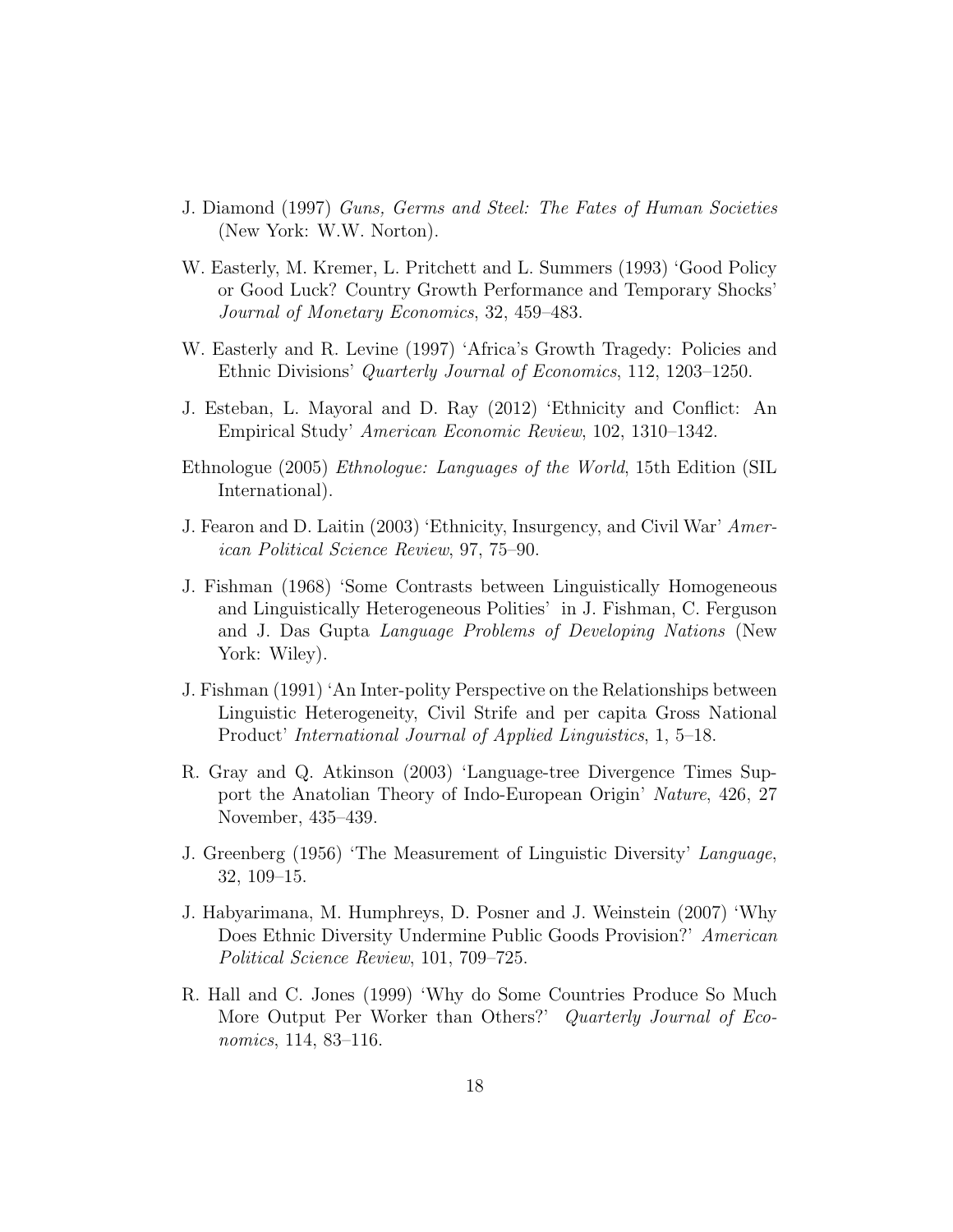J. Diamond (1997) *Guns, Germs and Steel: The Fates of Human Societies* (New York: W.W. Norton).

W. Easterly, M. Kremer, L. Pritchett and L. Summers (1993) 'Good Policy or Good Luck? Country Growth Performance and Temporary Shocks' *Journal of Monetary Economics*, 32, 459–483.

W. Easterly and R. Levine (1997) 'Africa's Growth Tragedy: Policies and Ethnic Divisions' *Quarterly Journal of Economics*, 112, 1203–1250.

J. Esteban, L. Mayoral and D. Ray (2012) 'Ethnicity and Conflict: An Empirical Study' *American Economic Review*, 102, 1310–1342.

Ethnologue (2005) *Ethnologue: Languages of the World*, 15th Edition (SIL International).

J. Fearon and D. Laitin (2003) 'Ethnicity, Insurgency, and Civil War' *American Political Science Review*, 97, 75–90.

J. Fishman (1968) 'Some Contrasts between Linguistically Homogeneous and Linguistically Heterogeneous Polities' in J. Fishman, C. Ferguson and J. Das Gupta *Language Problems of Developing Nations* (New York: Wiley).

J. Fishman (1991) 'An Inter-polity Perspective on the Relationships between Linguistic Heterogeneity, Civil Strife and per capita Gross National Product' *International Journal of Applied Linguistics*, 1, 5–18.

R. Gray and Q. Atkinson (2003) 'Language-tree Divergence Times Support the Anatolian Theory of Indo-European Origin' *Nature*, 426, 27 November, 435–439.

J. Greenberg (1956) 'The Measurement of Linguistic Diversity' *Language*, 32, 109–15.

J. Habyarimana, M. Humphreys, D. Posner and J. Weinstein (2007) 'Why Does Ethnic Diversity Undermine Public Goods Provision?' *American Political Science Review*, 101, 709–725.

R. Hall and C. Jones (1999) 'Why do Some Countries Produce So Much More Output Per Worker than Others?' *Quarterly Journal of Economics*, 114, 83–116.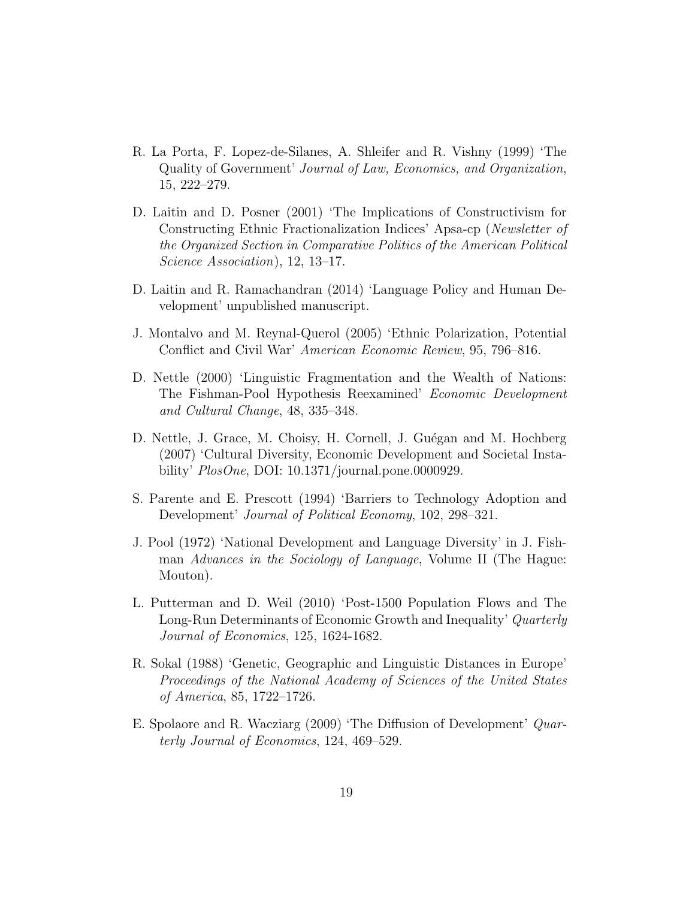R. La Porta, F. Lopez-de-Silanes, A. Shleifer and R. Vishny (1999) 'The Quality of Government' *Journal of Law, Economics, and Organization*, 15, 222–279.

D. Laitin and D. Posner (2001) 'The Implications of Constructivism for Constructing Ethnic Fractionalization Indices' Apsa-cp (*Newsletter of the Organized Section in Comparative Politics of the American Political Science Association*), 12, 13–17.

D. Laitin and R. Ramachandran (2014) 'Language Policy and Human Development' unpublished manuscript.

J. Montalvo and M. Reynal-Querol (2005) 'Ethnic Polarization, Potential Conflict and Civil War' *American Economic Review*, 95, 796–816.

D. Nettle (2000) 'Linguistic Fragmentation and the Wealth of Nations: The Fishman-Pool Hypothesis Reexamined' *Economic Development and Cultural Change*, 48, 335–348.

D. Nettle, J. Grace, M. Choisy, H. Cornell, J. Guégan and M. Hochberg (2007) 'Cultural Diversity, Economic Development and Societal Instability' *PlosOne*, DOI: 10.1371/journal.pone.0000929.

S. Parente and E. Prescott (1994) 'Barriers to Technology Adoption and Development' *Journal of Political Economy*, 102, 298–321.

J. Pool (1972) 'National Development and Language Diversity' in J. Fishman *Advances in the Sociology of Language*, Volume II (The Hague: Mouton).

L. Putterman and D. Weil (2010) 'Post-1500 Population Flows and The Long-Run Determinants of Economic Growth and Inequality' *Quarterly Journal of Economics*, 125, 1624-1682.

R. Sokal (1988) 'Genetic, Geographic and Linguistic Distances in Europe' *Proceedings of the National Academy of Sciences of the United States of America*, 85, 1722–1726.

E. Spolaore and R. Wacziarg (2009) 'The Diffusion of Development' *Quarterly Journal of Economics*, 124, 469–529.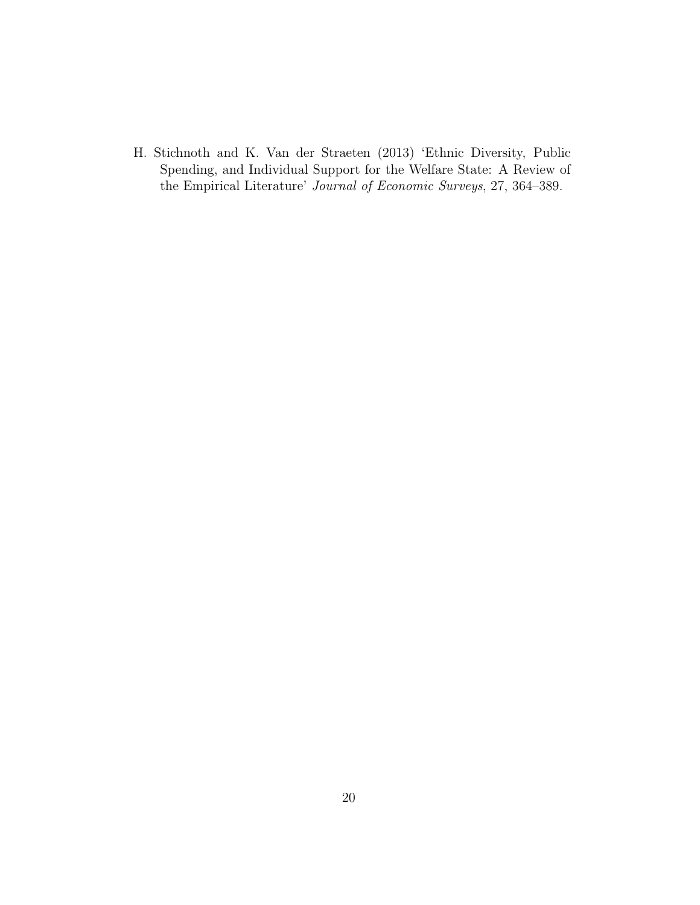H. Stichnoth and K. Van der Straeten (2013) 'Ethnic Diversity, Public Spending, and Individual Support for the Welfare State: A Review of the Empirical Literature' *Journal of Economic Surveys*, 27, 364–389.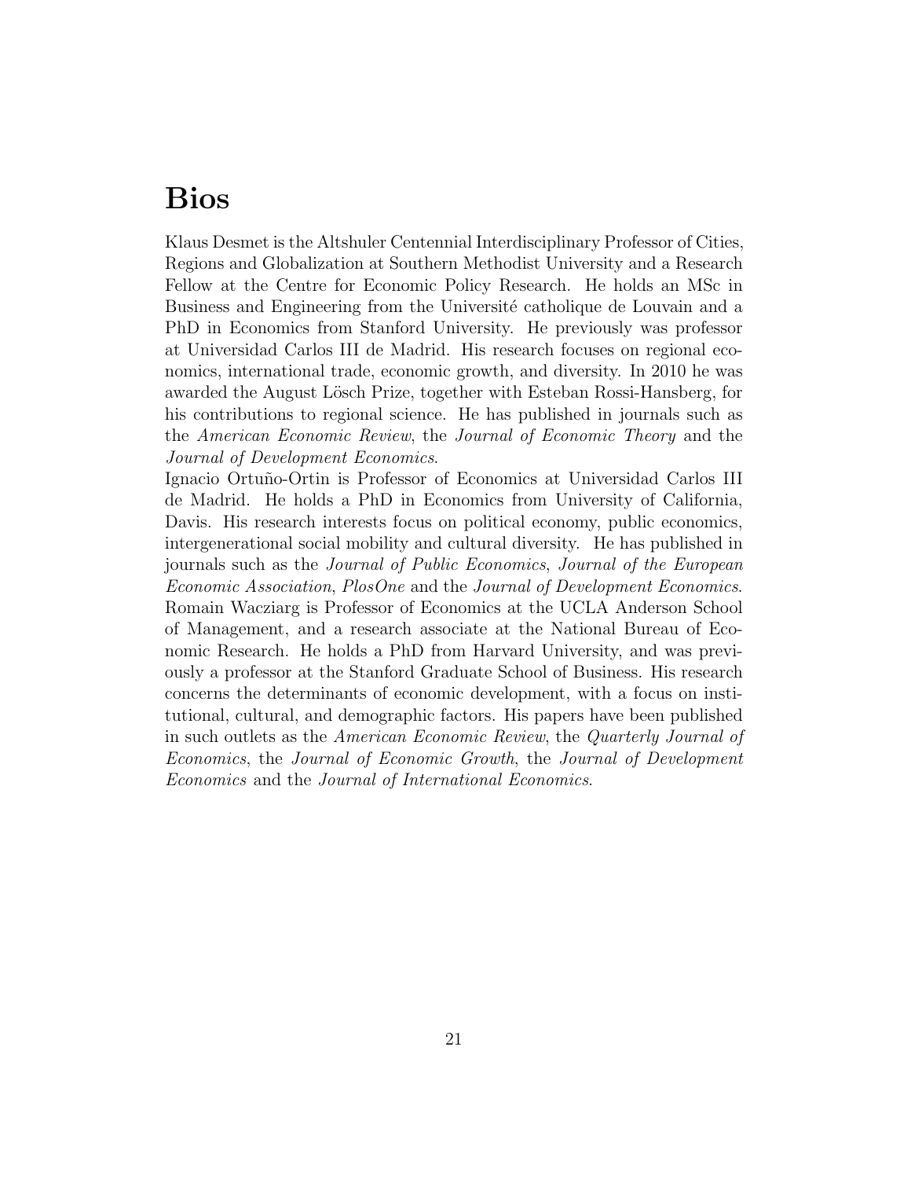# Bios

Klaus Desmet is the Altshuler Centennial Interdisciplinary Professor of Cities, Regions and Globalization at Southern Methodist University and a Research Fellow at the Centre for Economic Policy Research. He holds an MSc in Business and Engineering from the Université catholique de Louvain and a PhD in Economics from Stanford University. He previously was professor at Universidad Carlos III de Madrid. His research focuses on regional economics, international trade, economic growth, and diversity. In 2010 he was awarded the August Lösch Prize, together with Esteban Rossi-Hansberg, for his contributions to regional science. He has published in journals such as the *American Economic Review*, the *Journal of Economic Theory* and the *Journal of Development Economics*.

Ignacio Ortuño-Ortin is Professor of Economics at Universidad Carlos III de Madrid. He holds a PhD in Economics from University of California, Davis. His research interests focus on political economy, public economics, intergenerational social mobility and cultural diversity. He has published in journals such as the *Journal of Public Economics*, *Journal of the European Economic Association*, *PlosOne* and the *Journal of Development Economics*.

Romain Wacziarg is Professor of Economics at the UCLA Anderson School of Management, and a research associate at the National Bureau of Economic Research. He holds a PhD from Harvard University, and was previously a professor at the Stanford Graduate School of Business. His research concerns the determinants of economic development, with a focus on institutional, cultural, and demographic factors. His papers have been published in such outlets as the *American Economic Review*, the *Quarterly Journal of Economics*, the *Journal of Economic Growth*, the *Journal of Development Economics* and the *Journal of International Economics*.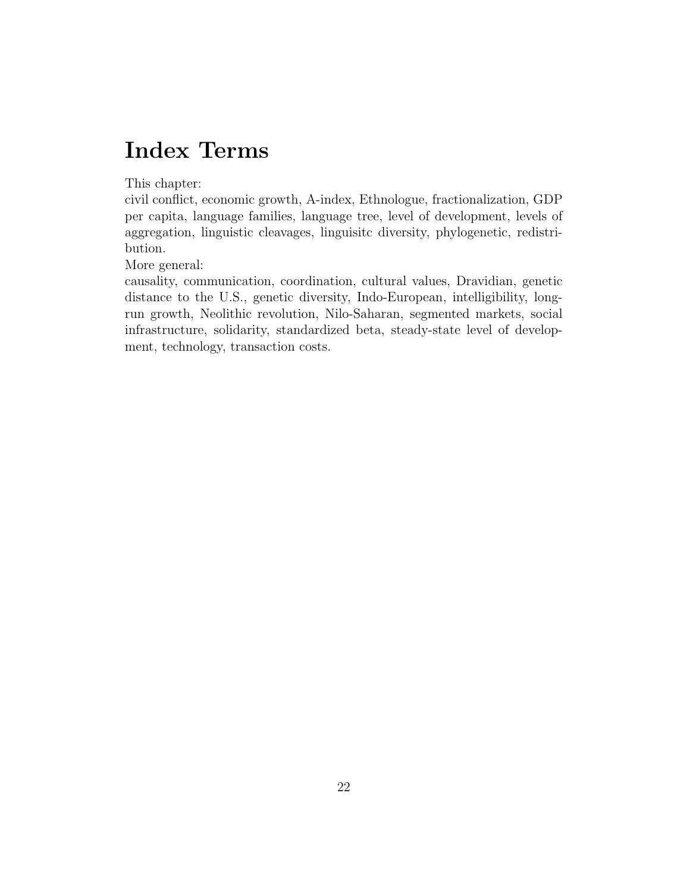# Index Terms

This chapter:
civil conflict, economic growth, A-index, Ethnologue, fractionalization, GDP per capita, language families, language tree, level of development, levels of aggregation, linguistic cleavages, linguisitc diversity, phylogenetic, redistribution.
More general:
causality, communication, coordination, cultural values, Dravidian, genetic distance to the U.S., genetic diversity, Indo-European, intelligibility, long-run growth, Neolithic revolution, Nilo-Saharan, segmented markets, social infrastructure, solidarity, standardized beta, steady-state level of development, technology, transaction costs.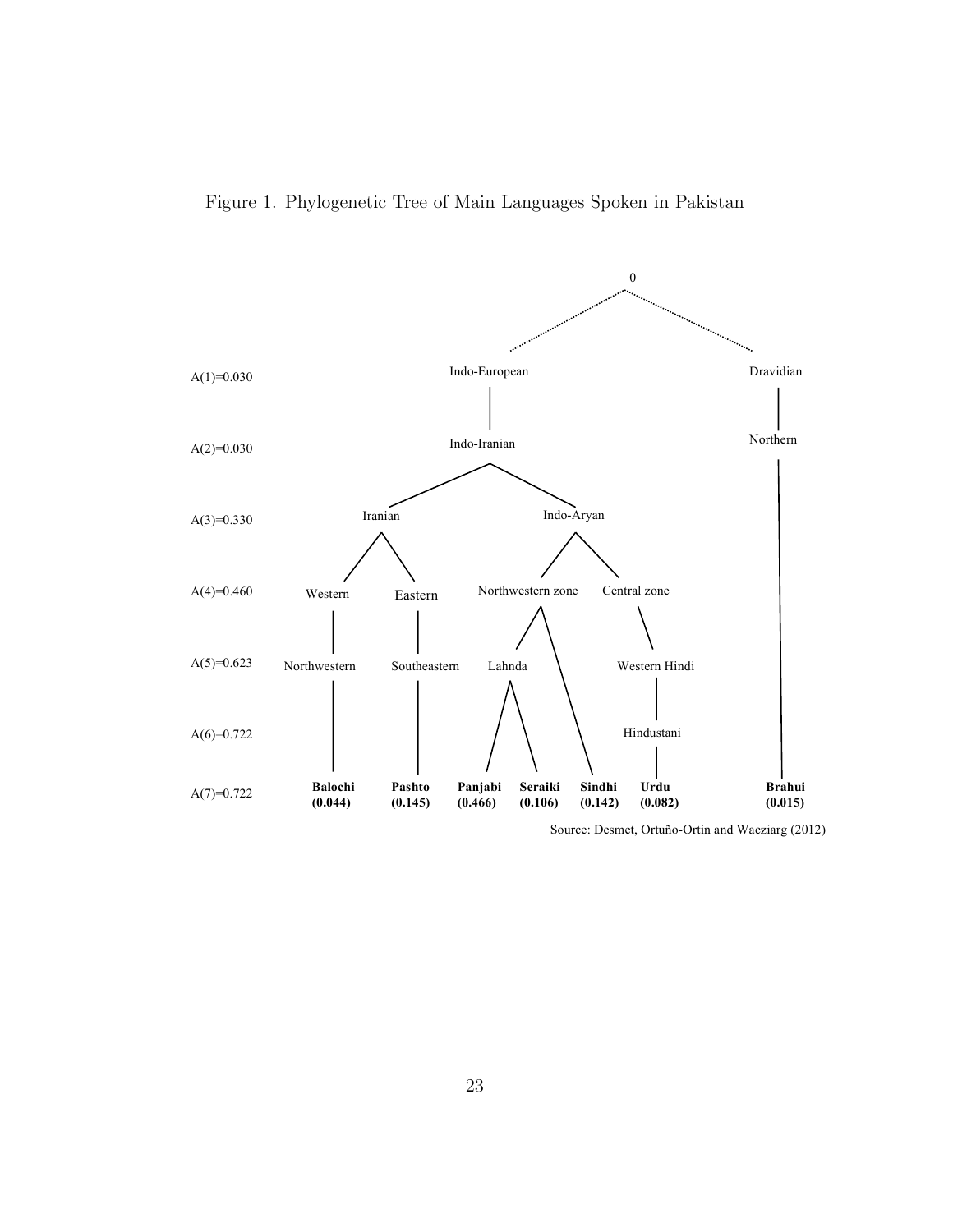Figure 1. Phylogenetic Tree of Main Languages Spoken in Pakistan

| Level | | | | | | | |
|---|---|---|---|---|---|---|---|
| | 0 | | | | | | |
| A(1)=0.030 | Indo-European | | | | | | Dravidian |
| A(2)=0.030 | Indo-Iranian | | | | | | Northern |
| A(3)=0.330 | Iranian | | Indo-Aryan | | | | |
| A(4)=0.460 | Western | Eastern | Northwestern zone | | | Central zone | |
| A(5)=0.623 | Northwestern | Southeastern | Lahnda | | | Western Hindi | |
| A(6)=0.722 | | | | | | Hindustani | |
| A(7)=0.722 | **Balochi (0.044)** | **Pashto (0.145)** | **Panjabi (0.466)** | **Seraiki (0.106)** | **Sindhi (0.142)** | **Urdu (0.082)** | **Brahui (0.015)** |

Source: Desmet, Ortuño-Ortín and Wacziarg (2012)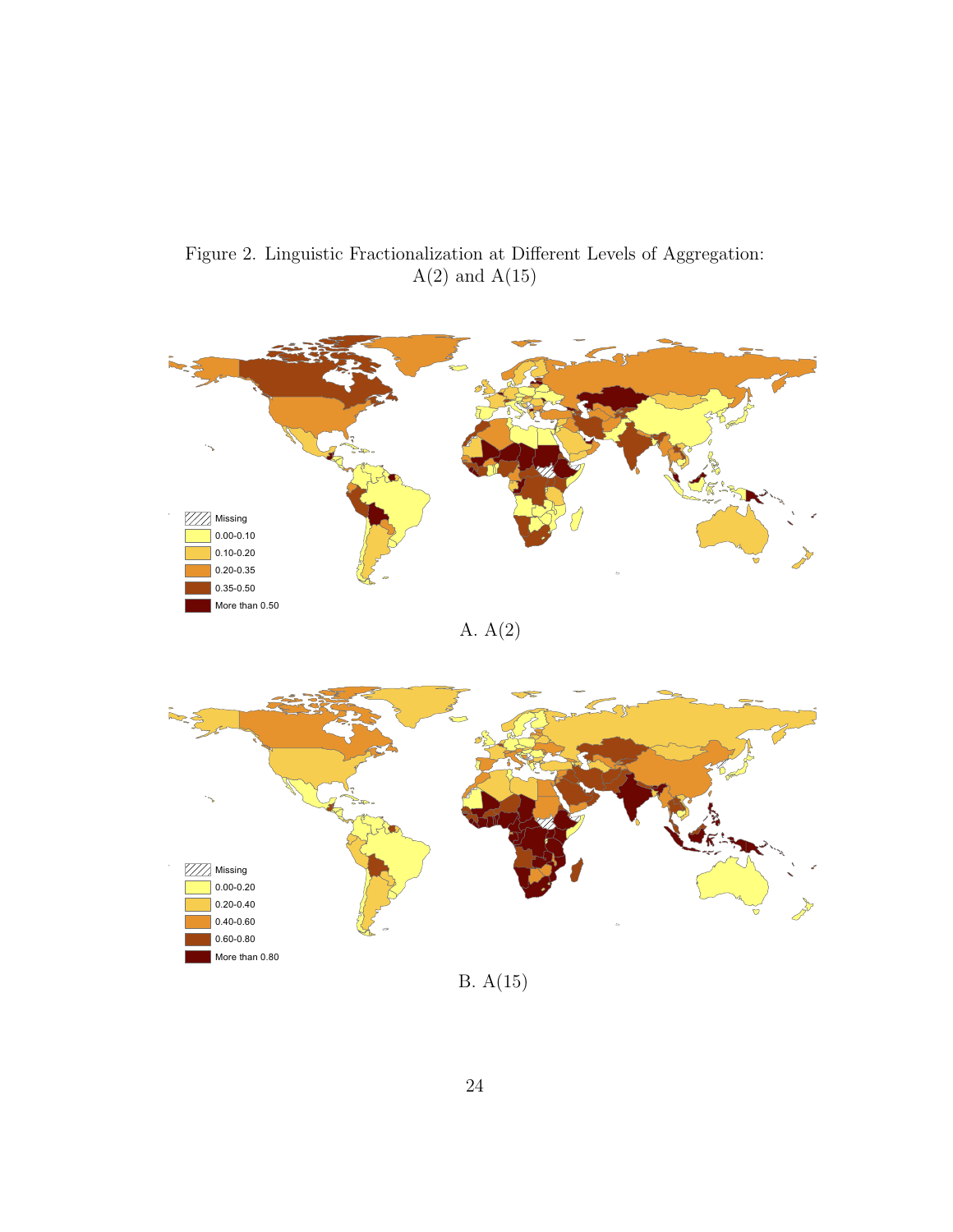Figure 2. Linguistic Fractionalization at Different Levels of Aggregation: A(2) and A(15)

Missing
0.00-0.10
0.10-0.20
0.20-0.35
0.35-0.50
More than 0.50

A. A(2)

Missing
0.00-0.20
0.20-0.40
0.40-0.60
0.60-0.80
More than 0.80

B. A(15)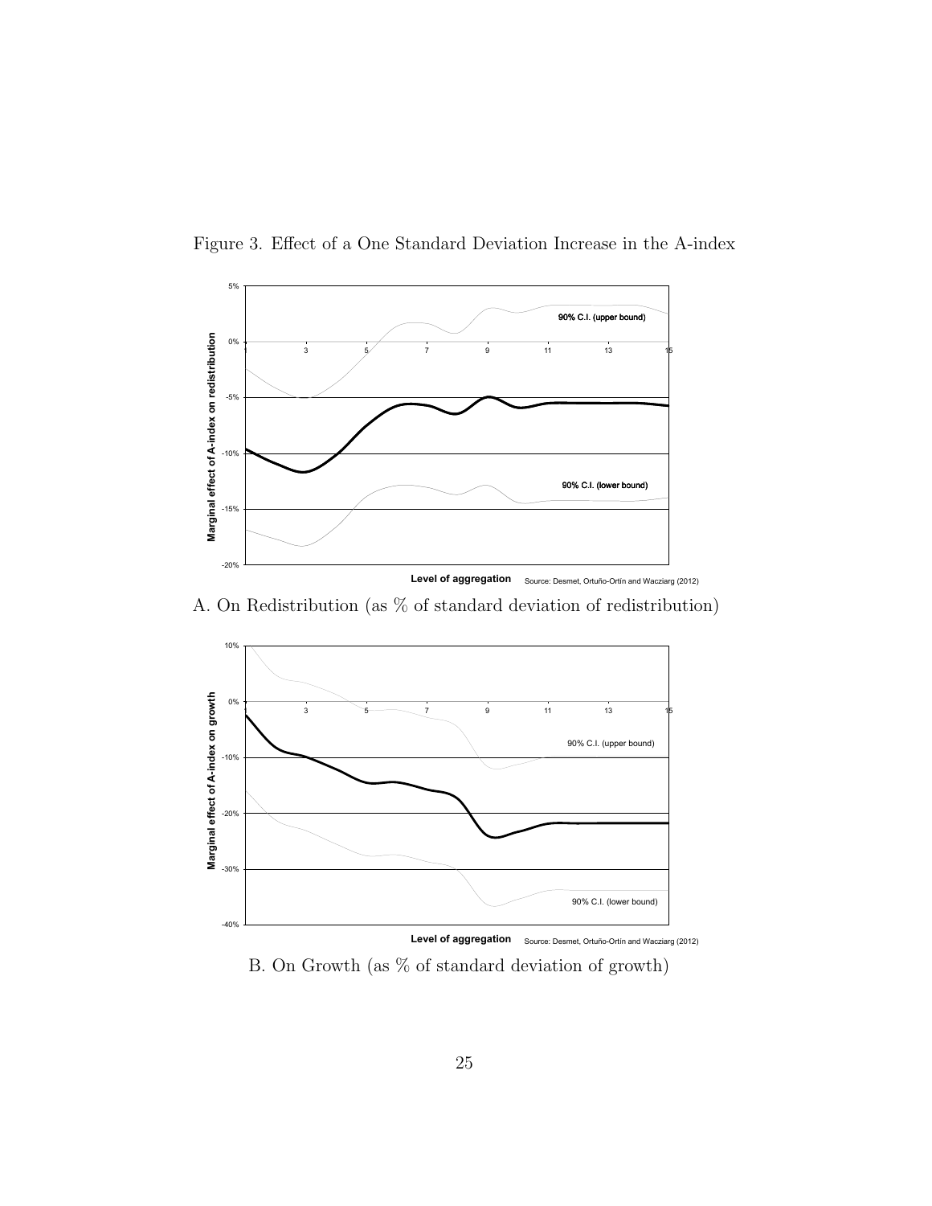Figure 3. Effect of a One Standard Deviation Increase in the A-index

A. On Redistribution (as % of standard deviation of redistribution)

B. On Growth (as % of standard deviation of growth)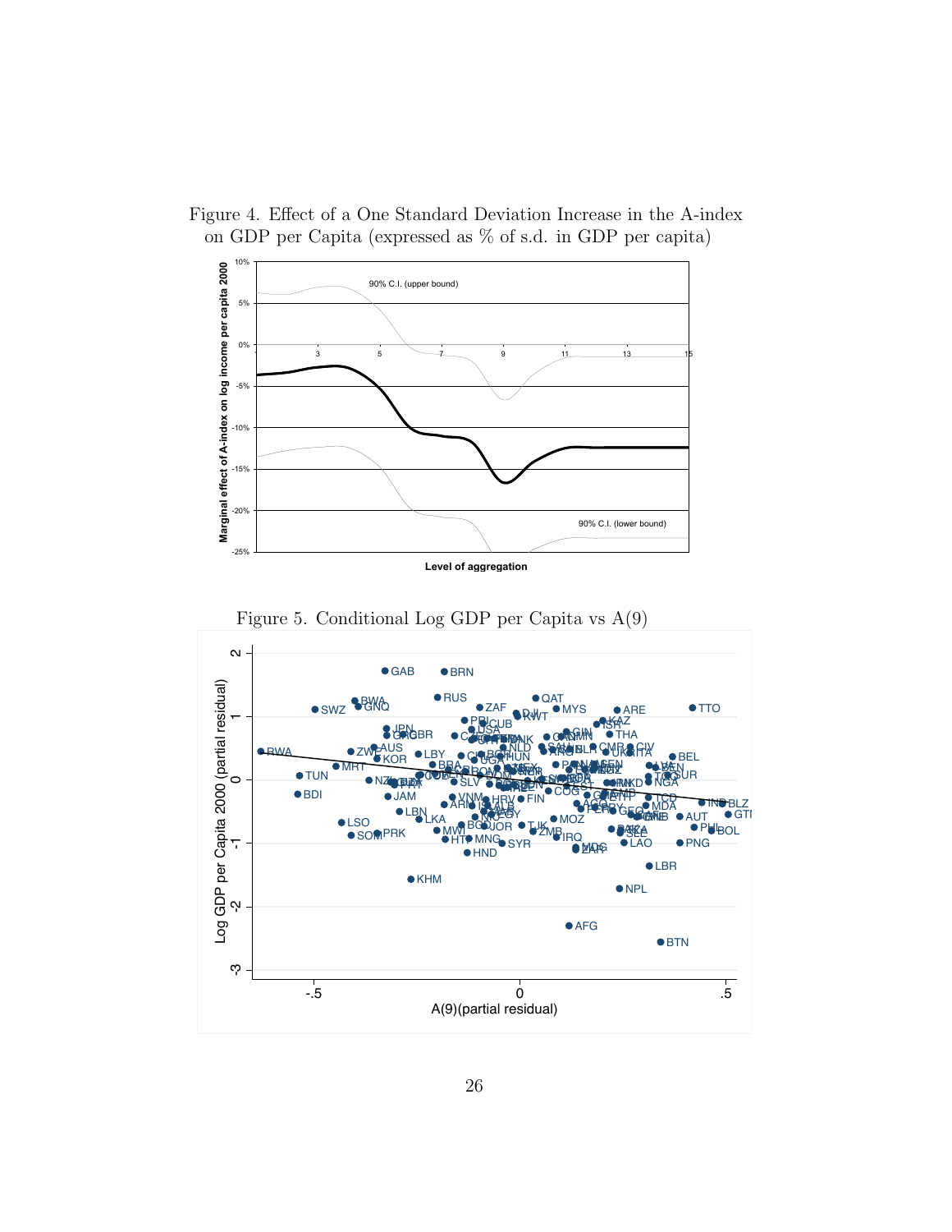Figure 4. Effect of a One Standard Deviation Increase in the A-index on GDP per Capita (expressed as % of s.d. in GDP per capita)

Figure 5. Conditional Log GDP per Capita vs A(9)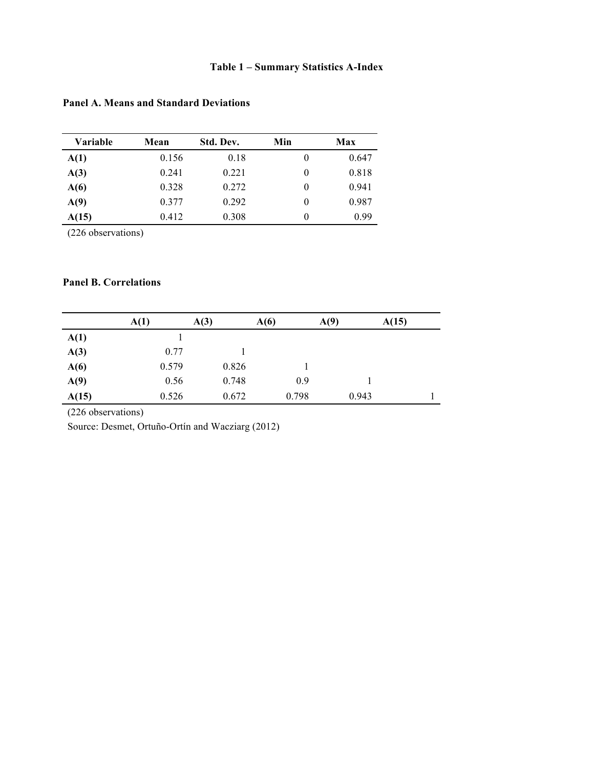# Table 1 – Summary Statistics A-Index

**Panel A. Means and Standard Deviations**

| Variable | Mean | Std. Dev. | Min | Max |
|---|---|---|---|---|
| **A(1)** | 0.156 | 0.18 | 0 | 0.647 |
| **A(3)** | 0.241 | 0.221 | 0 | 0.818 |
| **A(6)** | 0.328 | 0.272 | 0 | 0.941 |
| **A(9)** | 0.377 | 0.292 | 0 | 0.987 |
| **A(15)** | 0.412 | 0.308 | 0 | 0.99 |

(226 observations)

**Panel B. Correlations**

| | A(1) | A(3) | A(6) | A(9) | A(15) |
|---|---|---|---|---|---|
| **A(1)** | 1 | | | | |
| **A(3)** | 0.77 | 1 | | | |
| **A(6)** | 0.579 | 0.826 | 1 | | |
| **A(9)** | 0.56 | 0.748 | 0.9 | 1 | |
| **A(15)** | 0.526 | 0.672 | 0.798 | 0.943 | 1 |

(226 observations)

Source: Desmet, Ortuño-Ortín and Wacziarg (2012)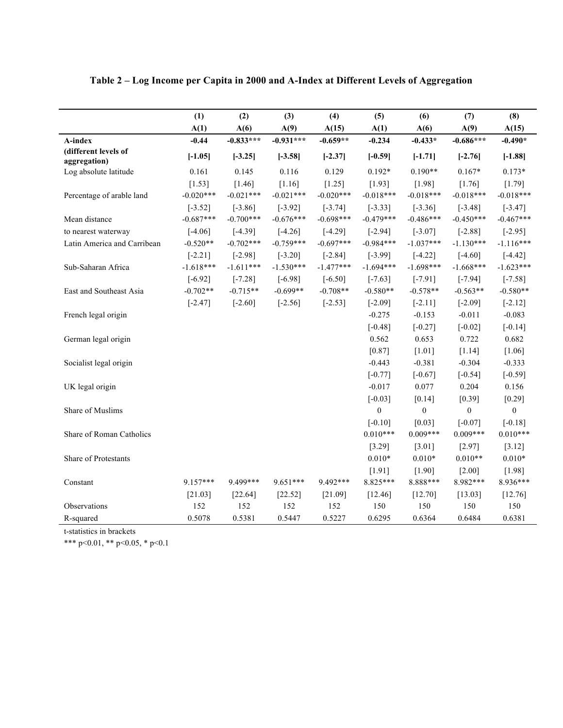**Table 2 – Log Income per Capita in 2000 and A-Index at Different Levels of Aggregation**

| | (1) | (2) | (3) | (4) | (5) | (6) | (7) | (8) |
|---|---|---|---|---|---|---|---|---|
| | A(1) | A(6) | A(9) | A(15) | A(1) | A(6) | A(9) | A(15) |
| **A-index** | **-0.44** | **-0.833***** | **-0.931***** | **-0.659**** | **-0.234** | **-0.433*** | **-0.686***** | **-0.490*** |
| **(different levels of aggregation)** | **[-1.05]** | **[-3.25]** | **[-3.58]** | **[-2.37]** | **[-0.59]** | **[-1.71]** | **[-2.76]** | **[-1.88]** |
| Log absolute latitude | 0.161 | 0.145 | 0.116 | 0.129 | 0.192* | 0.190** | 0.167* | 0.173* |
| | [1.53] | [1.46] | [1.16] | [1.25] | [1.93] | [1.98] | [1.76] | [1.79] |
| Percentage of arable land | -0.020*** | -0.021*** | -0.021*** | -0.020*** | -0.018*** | -0.018*** | -0.018*** | -0.018*** |
| | [-3.52] | [-3.86] | [-3.92] | [-3.74] | [-3.33] | [-3.36] | [-3.48] | [-3.47] |
| Mean distance | -0.687*** | -0.700*** | -0.676*** | -0.698*** | -0.479*** | -0.486*** | -0.450*** | -0.467*** |
| to nearest waterway | [-4.06] | [-4.39] | [-4.26] | [-4.29] | [-2.94] | [-3.07] | [-2.88] | [-2.95] |
| Latin America and Carribean | -0.520** | -0.702*** | -0.759*** | -0.697*** | -0.984*** | -1.037*** | -1.130*** | -1.116*** |
| | [-2.21] | [-2.98] | [-3.20] | [-2.84] | [-3.99] | [-4.22] | [-4.60] | [-4.42] |
| Sub-Saharan Africa | -1.618*** | -1.611*** | -1.530*** | -1.477*** | -1.694*** | -1.698*** | -1.668*** | -1.623*** |
| | [-6.92] | [-7.28] | [-6.98] | [-6.50] | [-7.63] | [-7.91] | [-7.94] | [-7.58] |
| East and Southeast Asia | -0.702** | -0.715** | -0.699** | -0.708** | -0.580** | -0.578** | -0.563** | -0.580** |
| | [-2.47] | [-2.60] | [-2.56] | [-2.53] | [-2.09] | [-2.11] | [-2.09] | [-2.12] |
| French legal origin | | | | | -0.275 | -0.153 | -0.011 | -0.083 |
| | | | | | [-0.48] | [-0.27] | [-0.02] | [-0.14] |
| German legal origin | | | | | 0.562 | 0.653 | 0.722 | 0.682 |
| | | | | | [0.87] | [1.01] | [1.14] | [1.06] |
| Socialist legal origin | | | | | -0.443 | -0.381 | -0.304 | -0.333 |
| | | | | | [-0.77] | [-0.67] | [-0.54] | [-0.59] |
| UK legal origin | | | | | -0.017 | 0.077 | 0.204 | 0.156 |
| | | | | | [-0.03] | [0.14] | [0.39] | [0.29] |
| Share of Muslims | | | | | 0 | 0 | 0 | 0 |
| | | | | | [-0.10] | [0.03] | [-0.07] | [-0.18] |
| Share of Roman Catholics | | | | | 0.010*** | 0.009*** | 0.009*** | 0.010*** |
| | | | | | [3.29] | [3.01] | [2.97] | [3.12] |
| Share of Protestants | | | | | 0.010* | 0.010* | 0.010** | 0.010* |
| | | | | | [1.91] | [1.90] | [2.00] | [1.98] |
| Constant | 9.157*** | 9.499*** | 9.651*** | 9.492*** | 8.825*** | 8.888*** | 8.982*** | 8.936*** |
| | [21.03] | [22.64] | [22.52] | [21.09] | [12.46] | [12.70] | [13.03] | [12.76] |
| Observations | 152 | 152 | 152 | 152 | 150 | 150 | 150 | 150 |
| R-squared | 0.5078 | 0.5381 | 0.5447 | 0.5227 | 0.6295 | 0.6364 | 0.6484 | 0.6381 |

t-statistics in brackets

*** p<0.01, ** p<0.05, * p<0.1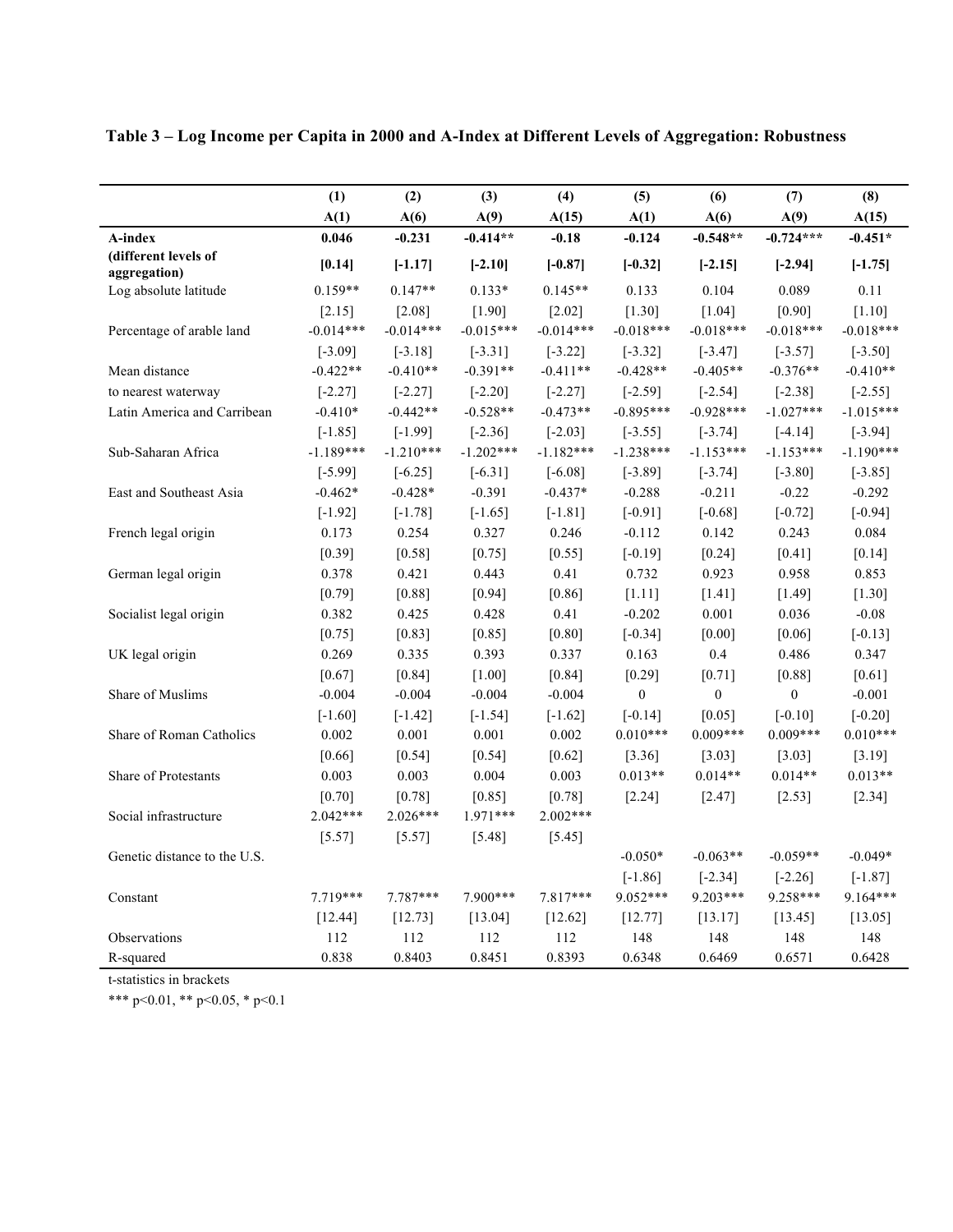**Table 3 – Log Income per Capita in 2000 and A-Index at Different Levels of Aggregation: Robustness**

| | (1) | (2) | (3) | (4) | (5) | (6) | (7) | (8) |
|---|---|---|---|---|---|---|---|---|
| | **A(1)** | **A(6)** | **A(9)** | **A(15)** | **A(1)** | **A(6)** | **A(9)** | **A(15)** |
| **A-index** | **0.046** | **-0.231** | **-0.414\*\*** | **-0.18** | **-0.124** | **-0.548\*\*** | **-0.724\*\*\*** | **-0.451\*** |
| **(different levels of aggregation)** | **[0.14]** | **[-1.17]** | **[-2.10]** | **[-0.87]** | **[-0.32]** | **[-2.15]** | **[-2.94]** | **[-1.75]** |
| Log absolute latitude | 0.159\*\* | 0.147\*\* | 0.133\* | 0.145\*\* | 0.133 | 0.104 | 0.089 | 0.11 |
| | [2.15] | [2.08] | [1.90] | [2.02] | [1.30] | [1.04] | [0.90] | [1.10] |
| Percentage of arable land | -0.014\*\*\* | -0.014\*\*\* | -0.015\*\*\* | -0.014\*\*\* | -0.018\*\*\* | -0.018\*\*\* | -0.018\*\*\* | -0.018\*\*\* |
| | [-3.09] | [-3.18] | [-3.31] | [-3.22] | [-3.32] | [-3.47] | [-3.57] | [-3.50] |
| Mean distance | -0.422\*\* | -0.410\*\* | -0.391\*\* | -0.411\*\* | -0.428\*\* | -0.405\*\* | -0.376\*\* | -0.410\*\* |
| to nearest waterway | [-2.27] | [-2.27] | [-2.20] | [-2.27] | [-2.59] | [-2.54] | [-2.38] | [-2.55] |
| Latin America and Carribean | -0.410\* | -0.442\*\* | -0.528\*\* | -0.473\*\* | -0.895\*\*\* | -0.928\*\*\* | -1.027\*\*\* | -1.015\*\*\* |
| | [-1.85] | [-1.99] | [-2.36] | [-2.03] | [-3.55] | [-3.74] | [-4.14] | [-3.94] |
| Sub-Saharan Africa | -1.189\*\*\* | -1.210\*\*\* | -1.202\*\*\* | -1.182\*\*\* | -1.238\*\*\* | -1.153\*\*\* | -1.153\*\*\* | -1.190\*\*\* |
| | [-5.99] | [-6.25] | [-6.31] | [-6.08] | [-3.89] | [-3.74] | [-3.80] | [-3.85] |
| East and Southeast Asia | -0.462\* | -0.428\* | -0.391 | -0.437\* | -0.288 | -0.211 | -0.22 | -0.292 |
| | [-1.92] | [-1.78] | [-1.65] | [-1.81] | [-0.91] | [-0.68] | [-0.72] | [-0.94] |
| French legal origin | 0.173 | 0.254 | 0.327 | 0.246 | -0.112 | 0.142 | 0.243 | 0.084 |
| | [0.39] | [0.58] | [0.75] | [0.55] | [-0.19] | [0.24] | [0.41] | [0.14] |
| German legal origin | 0.378 | 0.421 | 0.443 | 0.41 | 0.732 | 0.923 | 0.958 | 0.853 |
| | [0.79] | [0.88] | [0.94] | [0.86] | [1.11] | [1.41] | [1.49] | [1.30] |
| Socialist legal origin | 0.382 | 0.425 | 0.428 | 0.41 | -0.202 | 0.001 | 0.036 | -0.08 |
| | [0.75] | [0.83] | [0.85] | [0.80] | [-0.34] | [0.00] | [0.06] | [-0.13] |
| UK legal origin | 0.269 | 0.335 | 0.393 | 0.337 | 0.163 | 0.4 | 0.486 | 0.347 |
| | [0.67] | [0.84] | [1.00] | [0.84] | [0.29] | [0.71] | [0.88] | [0.61] |
| Share of Muslims | -0.004 | -0.004 | -0.004 | -0.004 | 0 | 0 | 0 | -0.001 |
| | [-1.60] | [-1.42] | [-1.54] | [-1.62] | [-0.14] | [0.05] | [-0.10] | [-0.20] |
| Share of Roman Catholics | 0.002 | 0.001 | 0.001 | 0.002 | 0.010\*\*\* | 0.009\*\*\* | 0.009\*\*\* | 0.010\*\*\* |
| | [0.66] | [0.54] | [0.54] | [0.62] | [3.36] | [3.03] | [3.03] | [3.19] |
| Share of Protestants | 0.003 | 0.003 | 0.004 | 0.003 | 0.013\*\* | 0.014\*\* | 0.014\*\* | 0.013\*\* |
| | [0.70] | [0.78] | [0.85] | [0.78] | [2.24] | [2.47] | [2.53] | [2.34] |
| Social infrastructure | 2.042\*\*\* | 2.026\*\*\* | 1.971\*\*\* | 2.002\*\*\* | | | | |
| | [5.57] | [5.57] | [5.48] | [5.45] | | | | |
| Genetic distance to the U.S. | | | | | -0.050\* | -0.063\*\* | -0.059\*\* | -0.049\* |
| | | | | | [-1.86] | [-2.34] | [-2.26] | [-1.87] |
| Constant | 7.719\*\*\* | 7.787\*\*\* | 7.900\*\*\* | 7.817\*\*\* | 9.052\*\*\* | 9.203\*\*\* | 9.258\*\*\* | 9.164\*\*\* |
| | [12.44] | [12.73] | [13.04] | [12.62] | [12.77] | [13.17] | [13.45] | [13.05] |
| Observations | 112 | 112 | 112 | 112 | 148 | 148 | 148 | 148 |
| R-squared | 0.838 | 0.8403 | 0.8451 | 0.8393 | 0.6348 | 0.6469 | 0.6571 | 0.6428 |

t-statistics in brackets

\*\*\* p<0.01, \*\* p<0.05, \* p<0.1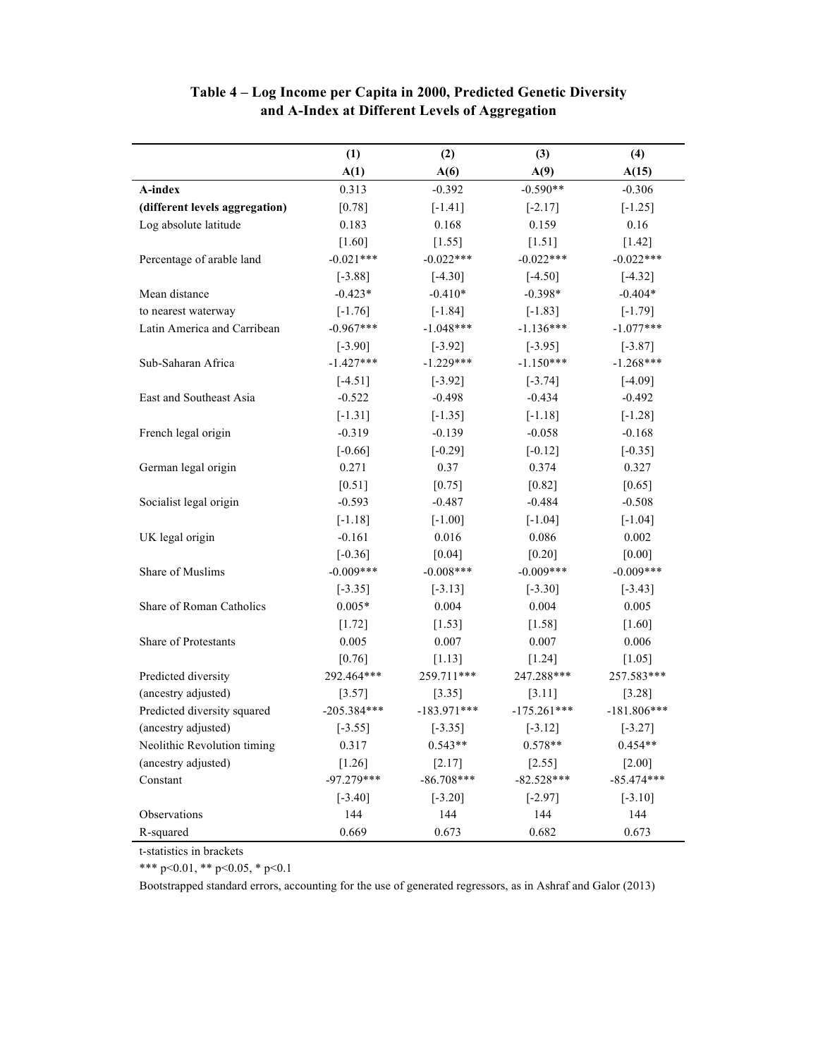**Table 4 – Log Income per Capita in 2000, Predicted Genetic Diversity and A-Index at Different Levels of Aggregation**

| | (1) | (2) | (3) | (4) |
|---|---|---|---|---|
| | A(1) | A(6) | A(9) | A(15) |
| **A-index** | 0.313 | -0.392 | -0.590** | -0.306 |
| **(different levels aggregation)** | [0.78] | [-1.41] | [-2.17] | [-1.25] |
| Log absolute latitude | 0.183 | 0.168 | 0.159 | 0.16 |
| | [1.60] | [1.55] | [1.51] | [1.42] |
| Percentage of arable land | -0.021*** | -0.022*** | -0.022*** | -0.022*** |
| | [-3.88] | [-4.30] | [-4.50] | [-4.32] |
| Mean distance | -0.423* | -0.410* | -0.398* | -0.404* |
| to nearest waterway | [-1.76] | [-1.84] | [-1.83] | [-1.79] |
| Latin America and Carribean | -0.967*** | -1.048*** | -1.136*** | -1.077*** |
| | [-3.90] | [-3.92] | [-3.95] | [-3.87] |
| Sub-Saharan Africa | -1.427*** | -1.229*** | -1.150*** | -1.268*** |
| | [-4.51] | [-3.92] | [-3.74] | [-4.09] |
| East and Southeast Asia | -0.522 | -0.498 | -0.434 | -0.492 |
| | [-1.31] | [-1.35] | [-1.18] | [-1.28] |
| French legal origin | -0.319 | -0.139 | -0.058 | -0.168 |
| | [-0.66] | [-0.29] | [-0.12] | [-0.35] |
| German legal origin | 0.271 | 0.37 | 0.374 | 0.327 |
| | [0.51] | [0.75] | [0.82] | [0.65] |
| Socialist legal origin | -0.593 | -0.487 | -0.484 | -0.508 |
| | [-1.18] | [-1.00] | [-1.04] | [-1.04] |
| UK legal origin | -0.161 | 0.016 | 0.086 | 0.002 |
| | [-0.36] | [0.04] | [0.20] | [0.00] |
| Share of Muslims | -0.009*** | -0.008*** | -0.009*** | -0.009*** |
| | [-3.35] | [-3.13] | [-3.30] | [-3.43] |
| Share of Roman Catholics | 0.005* | 0.004 | 0.004 | 0.005 |
| | [1.72] | [1.53] | [1.58] | [1.60] |
| Share of Protestants | 0.005 | 0.007 | 0.007 | 0.006 |
| | [0.76] | [1.13] | [1.24] | [1.05] |
| Predicted diversity | 292.464*** | 259.711*** | 247.288*** | 257.583*** |
| (ancestry adjusted) | [3.57] | [3.35] | [3.11] | [3.28] |
| Predicted diversity squared | -205.384*** | -183.971*** | -175.261*** | -181.806*** |
| (ancestry adjusted) | [-3.55] | [-3.35] | [-3.12] | [-3.27] |
| Neolithic Revolution timing | 0.317 | 0.543** | 0.578** | 0.454** |
| (ancestry adjusted) | [1.26] | [2.17] | [2.55] | [2.00] |
| Constant | -97.279*** | -86.708*** | -82.528*** | -85.474*** |
| | [-3.40] | [-3.20] | [-2.97] | [-3.10] |
| Observations | 144 | 144 | 144 | 144 |
| R-squared | 0.669 | 0.673 | 0.682 | 0.673 |

t-statistics in brackets

*** p<0.01, ** p<0.05, * p<0.1

Bootstrapped standard errors, accounting for the use of generated regressors, as in Ashraf and Galor (2013)